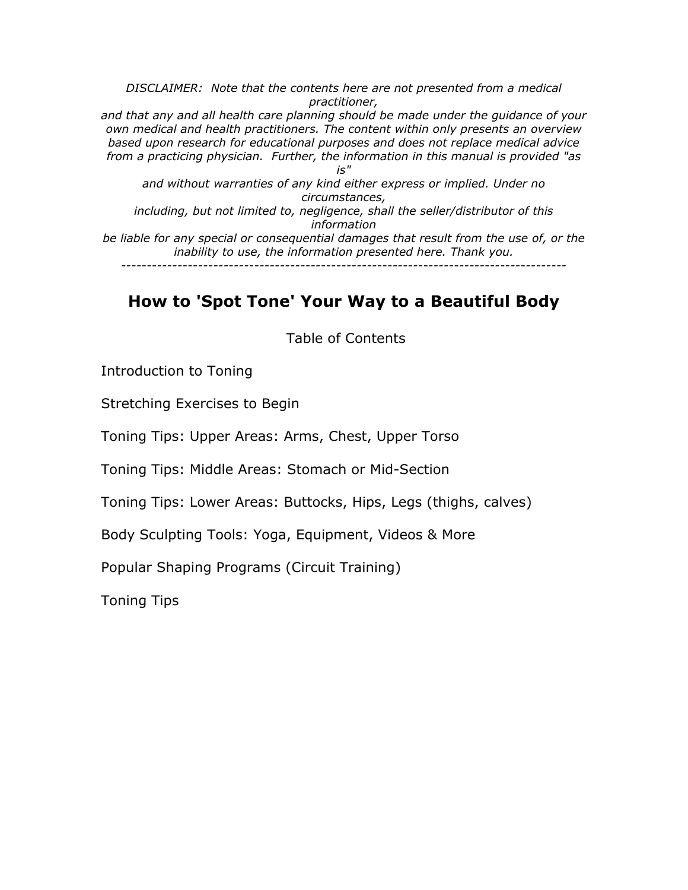*DISCLAIMER: Note that the contents here are not presented from a medical practitioner, and that any and all health care planning should be made under the guidance of your own medical and health practitioners. The content within only presents an overview based upon research for educational purposes and does not replace medical advice from a practicing physician. Further, the information in this manual is provided "as is" and without warranties of any kind either express or implied. Under no circumstances, including, but not limited to, negligence, shall the seller/distributor of this information be liable for any special or consequential damages that result from the use of, or the inability to use, the information presented here. Thank you.*

---

# How to 'Spot Tone' Your Way to a Beautiful Body

Table of Contents

Introduction to Toning

Stretching Exercises to Begin

Toning Tips: Upper Areas: Arms, Chest, Upper Torso

Toning Tips: Middle Areas: Stomach or Mid-Section

Toning Tips: Lower Areas: Buttocks, Hips, Legs (thighs, calves)

Body Sculpting Tools: Yoga, Equipment, Videos & More

Popular Shaping Programs (Circuit Training)

Toning Tips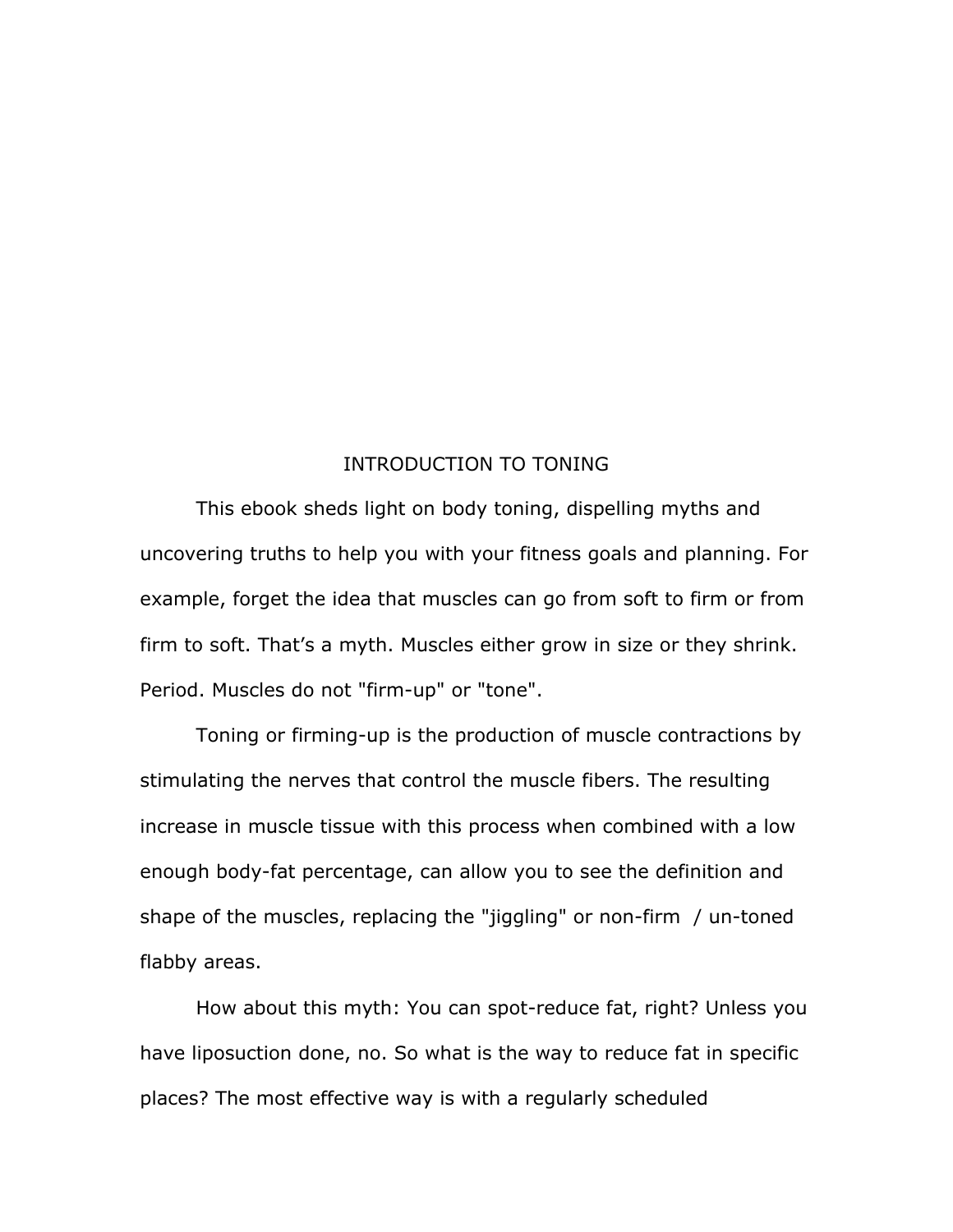# INTRODUCTION TO TONING

This ebook sheds light on body toning, dispelling myths and uncovering truths to help you with your fitness goals and planning. For example, forget the idea that muscles can go from soft to firm or from firm to soft. That’s a myth. Muscles either grow in size or they shrink. Period. Muscles do not "firm-up" or "tone".

Toning or firming-up is the production of muscle contractions by stimulating the nerves that control the muscle fibers. The resulting increase in muscle tissue with this process when combined with a low enough body-fat percentage, can allow you to see the definition and shape of the muscles, replacing the "jiggling" or non-firm / un-toned flabby areas.

How about this myth: You can spot-reduce fat, right? Unless you have liposuction done, no. So what is the way to reduce fat in specific places? The most effective way is with a regularly scheduled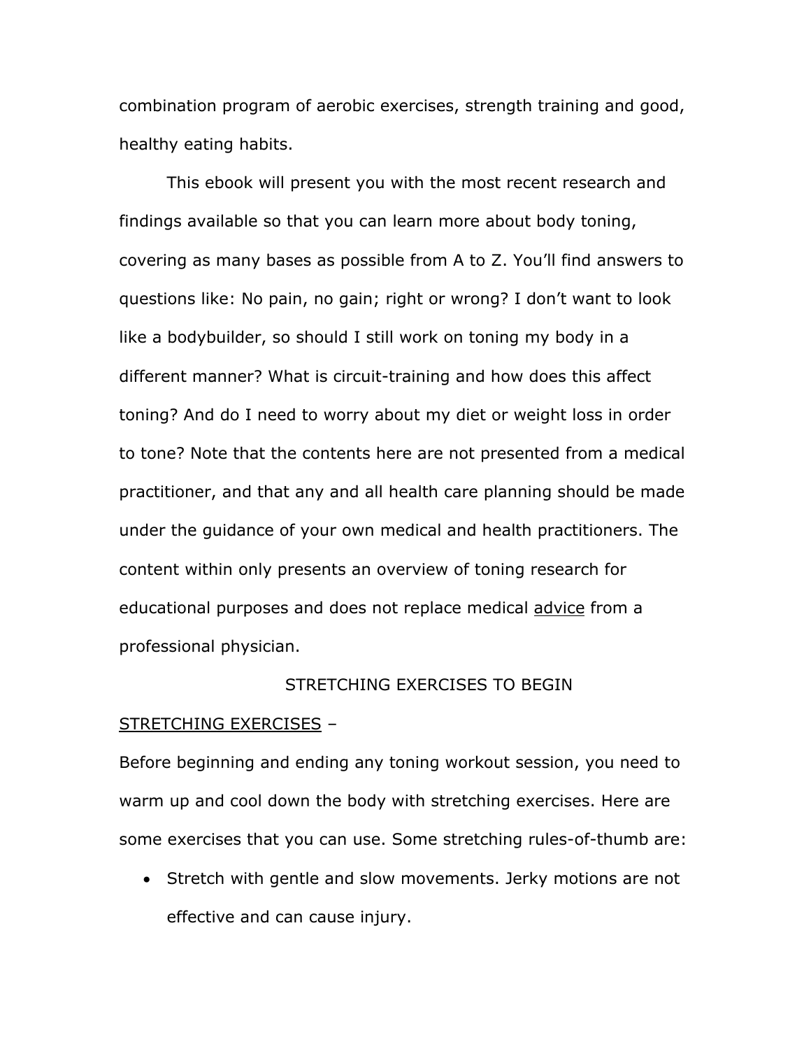combination program of aerobic exercises, strength training and good, healthy eating habits.

This ebook will present you with the most recent research and findings available so that you can learn more about body toning, covering as many bases as possible from A to Z. You'll find answers to questions like: No pain, no gain; right or wrong? I don't want to look like a bodybuilder, so should I still work on toning my body in a different manner? What is circuit-training and how does this affect toning? And do I need to worry about my diet or weight loss in order to tone? Note that the contents here are not presented from a medical practitioner, and that any and all health care planning should be made under the guidance of your own medical and health practitioners. The content within only presents an overview of toning research for educational purposes and does not replace medical advice from a professional physician.

## STRETCHING EXERCISES TO BEGIN

STRETCHING EXERCISES –

Before beginning and ending any toning workout session, you need to warm up and cool down the body with stretching exercises. Here are some exercises that you can use. Some stretching rules-of-thumb are:

- Stretch with gentle and slow movements. Jerky motions are not effective and can cause injury.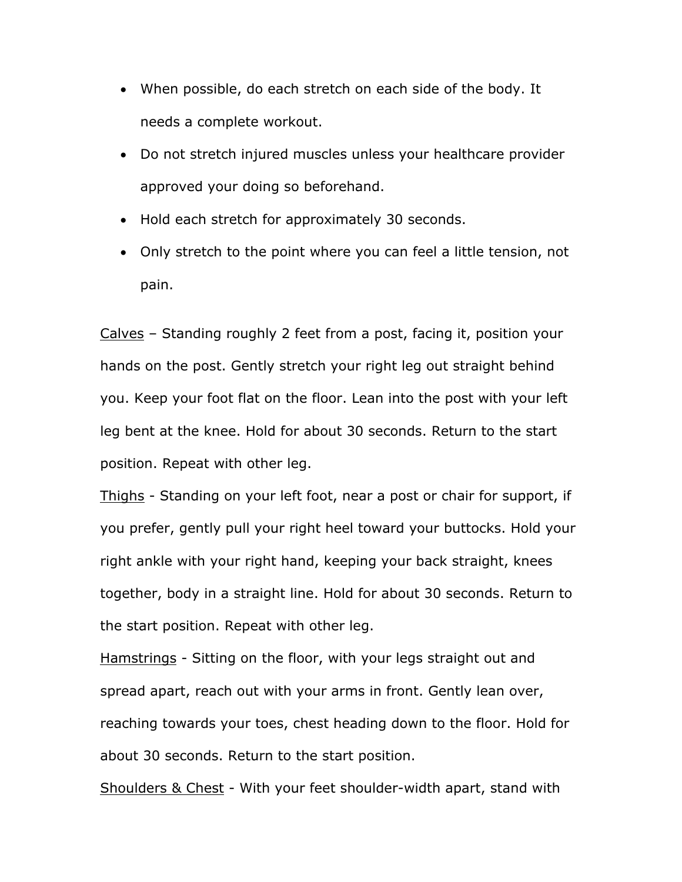- When possible, do each stretch on each side of the body. It needs a complete workout.
- Do not stretch injured muscles unless your healthcare provider approved your doing so beforehand.
- Hold each stretch for approximately 30 seconds.
- Only stretch to the point where you can feel a little tension, not pain.

<u>Calves</u> – Standing roughly 2 feet from a post, facing it, position your hands on the post. Gently stretch your right leg out straight behind you. Keep your foot flat on the floor. Lean into the post with your left leg bent at the knee. Hold for about 30 seconds. Return to the start position. Repeat with other leg.

<u>Thighs</u> - Standing on your left foot, near a post or chair for support, if you prefer, gently pull your right heel toward your buttocks. Hold your right ankle with your right hand, keeping your back straight, knees together, body in a straight line. Hold for about 30 seconds. Return to the start position. Repeat with other leg.

<u>Hamstrings</u> - Sitting on the floor, with your legs straight out and spread apart, reach out with your arms in front. Gently lean over, reaching towards your toes, chest heading down to the floor. Hold for about 30 seconds. Return to the start position.

<u>Shoulders & Chest</u> - With your feet shoulder-width apart, stand with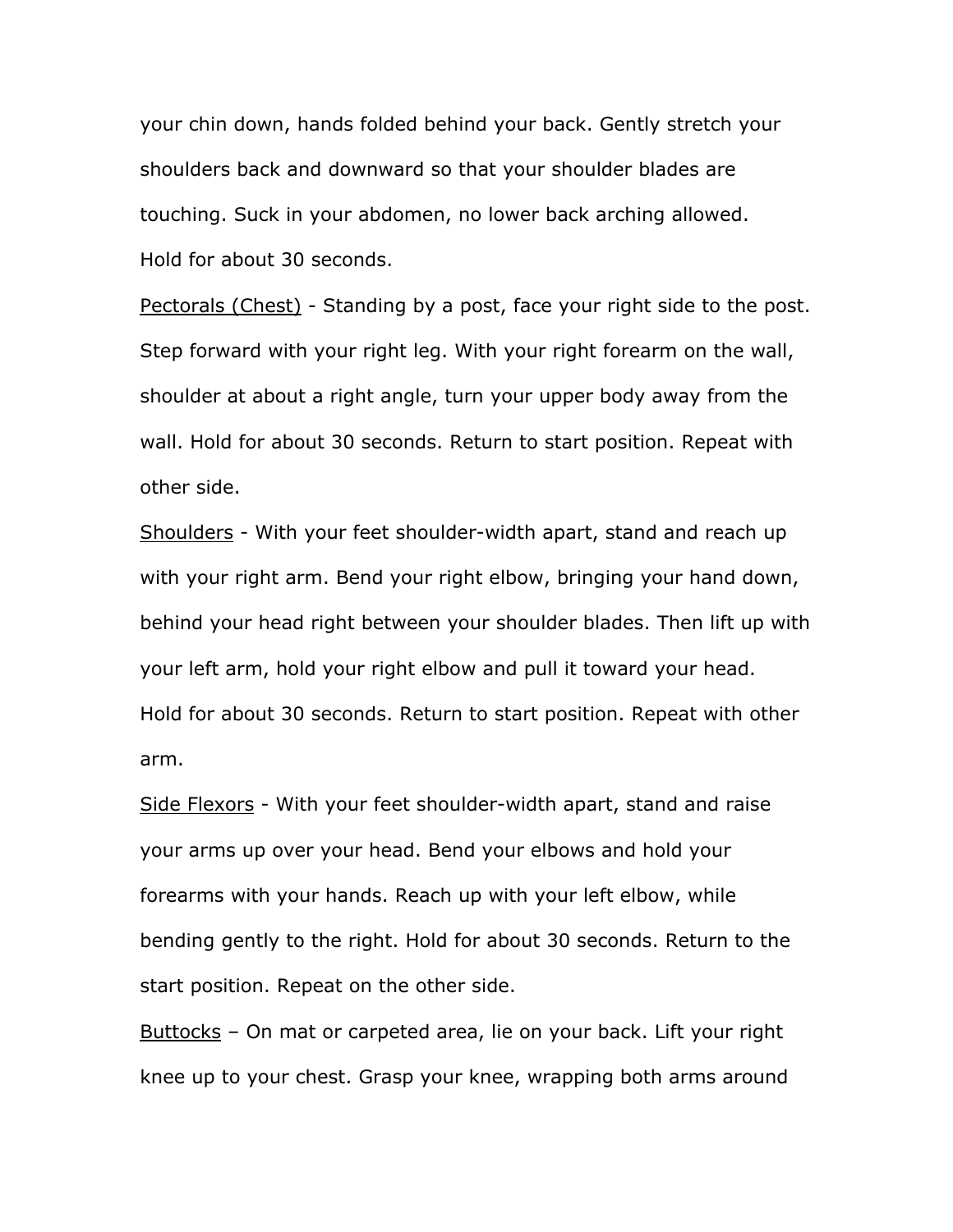your chin down, hands folded behind your back. Gently stretch your shoulders back and downward so that your shoulder blades are touching. Suck in your abdomen, no lower back arching allowed. Hold for about 30 seconds.

<u>Pectorals (Chest)</u> - Standing by a post, face your right side to the post. Step forward with your right leg. With your right forearm on the wall, shoulder at about a right angle, turn your upper body away from the wall. Hold for about 30 seconds. Return to start position. Repeat with other side.

<u>Shoulders</u> - With your feet shoulder-width apart, stand and reach up with your right arm. Bend your right elbow, bringing your hand down, behind your head right between your shoulder blades. Then lift up with your left arm, hold your right elbow and pull it toward your head. Hold for about 30 seconds. Return to start position. Repeat with other arm.

<u>Side Flexors</u> - With your feet shoulder-width apart, stand and raise your arms up over your head. Bend your elbows and hold your forearms with your hands. Reach up with your left elbow, while bending gently to the right. Hold for about 30 seconds. Return to the start position. Repeat on the other side.

<u>Buttocks</u> – On mat or carpeted area, lie on your back. Lift your right knee up to your chest. Grasp your knee, wrapping both arms around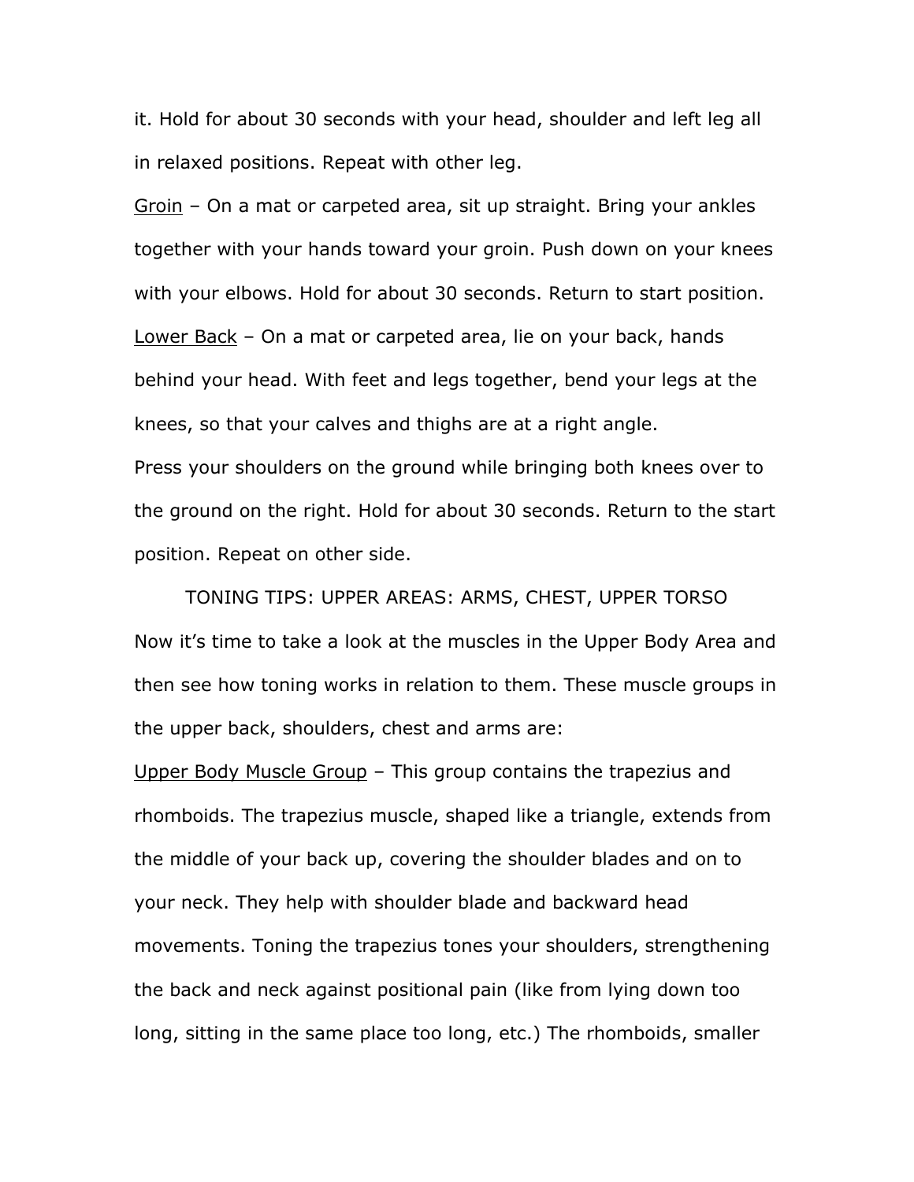it. Hold for about 30 seconds with your head, shoulder and left leg all in relaxed positions. Repeat with other leg.

<u>Groin</u> – On a mat or carpeted area, sit up straight. Bring your ankles together with your hands toward your groin. Push down on your knees with your elbows. Hold for about 30 seconds. Return to start position.

<u>Lower Back</u> – On a mat or carpeted area, lie on your back, hands behind your head. With feet and legs together, bend your legs at the knees, so that your calves and thighs are at a right angle.

Press your shoulders on the ground while bringing both knees over to the ground on the right. Hold for about 30 seconds. Return to the start position. Repeat on other side.

## TONING TIPS: UPPER AREAS: ARMS, CHEST, UPPER TORSO

Now it's time to take a look at the muscles in the Upper Body Area and then see how toning works in relation to them. These muscle groups in the upper back, shoulders, chest and arms are:

<u>Upper Body Muscle Group</u> – This group contains the trapezius and rhomboids. The trapezius muscle, shaped like a triangle, extends from the middle of your back up, covering the shoulder blades and on to your neck. They help with shoulder blade and backward head movements. Toning the trapezius tones your shoulders, strengthening the back and neck against positional pain (like from lying down too long, sitting in the same place too long, etc.) The rhomboids, smaller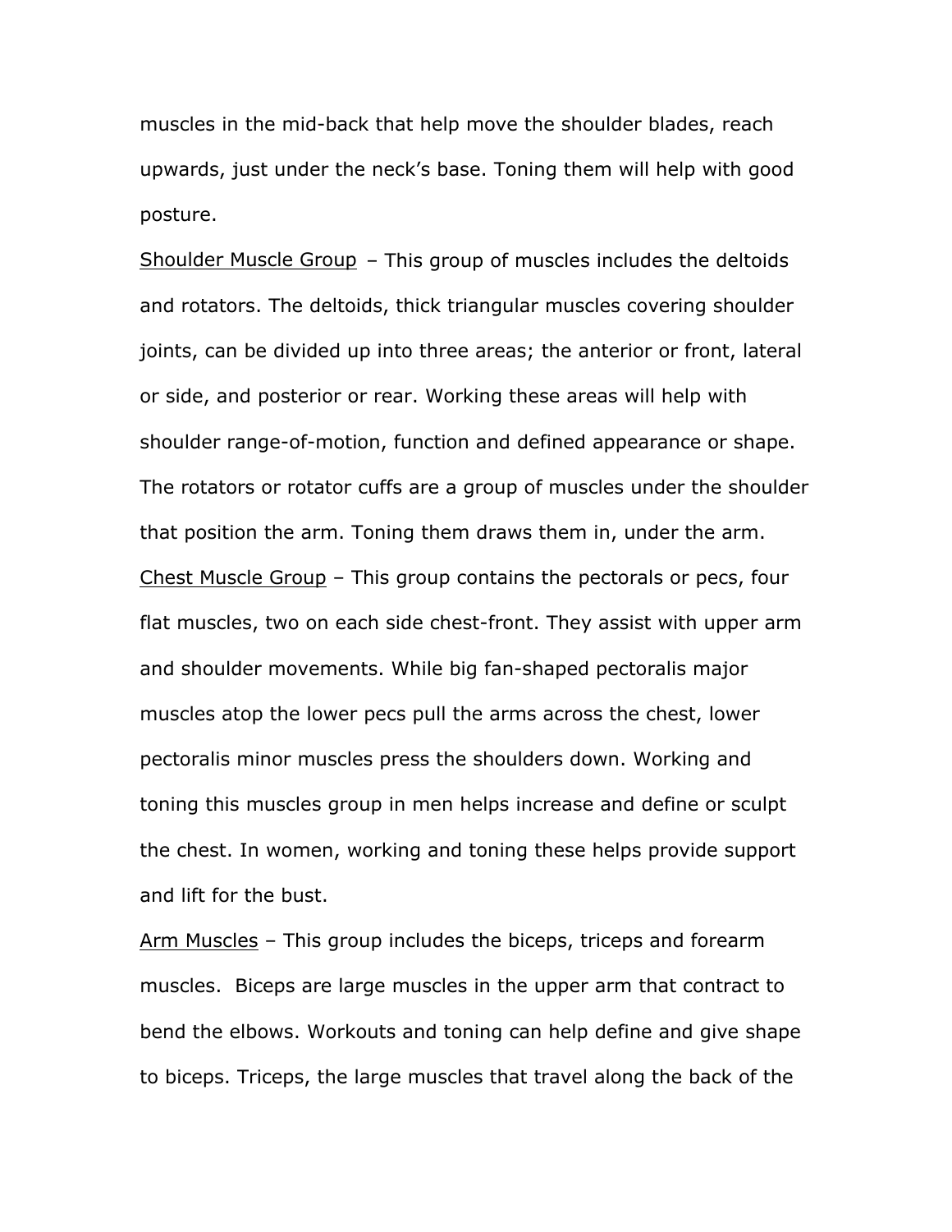muscles in the mid-back that help move the shoulder blades, reach upwards, just under the neck's base. Toning them will help with good posture.

<u>Shoulder Muscle Group</u> – This group of muscles includes the deltoids and rotators. The deltoids, thick triangular muscles covering shoulder joints, can be divided up into three areas; the anterior or front, lateral or side, and posterior or rear. Working these areas will help with shoulder range-of-motion, function and defined appearance or shape. The rotators or rotator cuffs are a group of muscles under the shoulder that position the arm. Toning them draws them in, under the arm.

<u>Chest Muscle Group</u> – This group contains the pectorals or pecs, four flat muscles, two on each side chest-front. They assist with upper arm and shoulder movements. While big fan-shaped pectoralis major muscles atop the lower pecs pull the arms across the chest, lower pectoralis minor muscles press the shoulders down. Working and toning this muscles group in men helps increase and define or sculpt the chest. In women, working and toning these helps provide support and lift for the bust.

<u>Arm Muscles</u> – This group includes the biceps, triceps and forearm muscles. Biceps are large muscles in the upper arm that contract to bend the elbows. Workouts and toning can help define and give shape to biceps. Triceps, the large muscles that travel along the back of the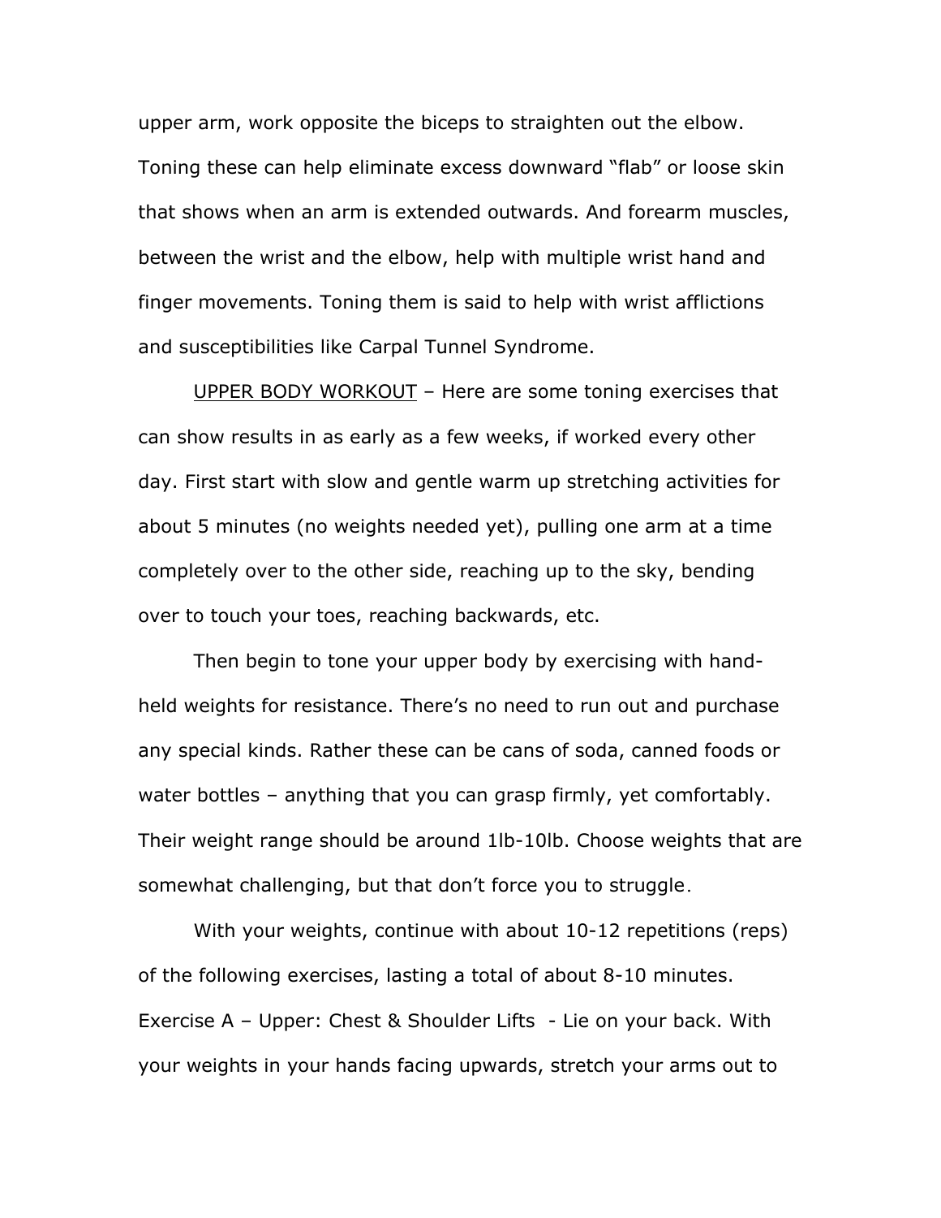upper arm, work opposite the biceps to straighten out the elbow. Toning these can help eliminate excess downward "flab" or loose skin that shows when an arm is extended outwards. And forearm muscles, between the wrist and the elbow, help with multiple wrist hand and finger movements. Toning them is said to help with wrist afflictions and susceptibilities like Carpal Tunnel Syndrome.

<u>UPPER BODY WORKOUT</u> – Here are some toning exercises that can show results in as early as a few weeks, if worked every other day. First start with slow and gentle warm up stretching activities for about 5 minutes (no weights needed yet), pulling one arm at a time completely over to the other side, reaching up to the sky, bending over to touch your toes, reaching backwards, etc.

Then begin to tone your upper body by exercising with hand-held weights for resistance. There's no need to run out and purchase any special kinds. Rather these can be cans of soda, canned foods or water bottles – anything that you can grasp firmly, yet comfortably. Their weight range should be around 1lb-10lb. Choose weights that are somewhat challenging, but that don't force you to struggle.

With your weights, continue with about 10-12 repetitions (reps) of the following exercises, lasting a total of about 8-10 minutes.
Exercise A – Upper: Chest & Shoulder Lifts - Lie on your back. With your weights in your hands facing upwards, stretch your arms out to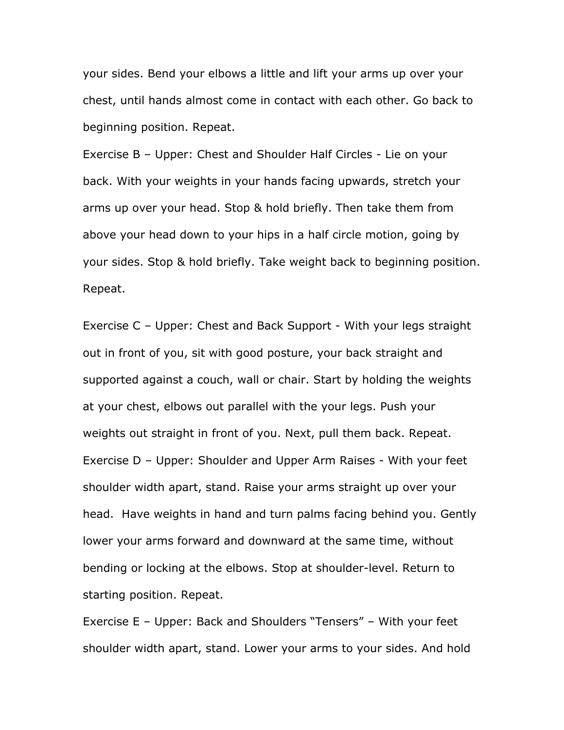your sides. Bend your elbows a little and lift your arms up over your chest, until hands almost come in contact with each other. Go back to beginning position. Repeat.

Exercise B – Upper: Chest and Shoulder Half Circles - Lie on your back. With your weights in your hands facing upwards, stretch your arms up over your head. Stop & hold briefly. Then take them from above your head down to your hips in a half circle motion, going by your sides. Stop & hold briefly. Take weight back to beginning position. Repeat.

Exercise C – Upper: Chest and Back Support - With your legs straight out in front of you, sit with good posture, your back straight and supported against a couch, wall or chair. Start by holding the weights at your chest, elbows out parallel with the your legs. Push your weights out straight in front of you. Next, pull them back. Repeat.

Exercise D – Upper: Shoulder and Upper Arm Raises - With your feet shoulder width apart, stand. Raise your arms straight up over your head. Have weights in hand and turn palms facing behind you. Gently lower your arms forward and downward at the same time, without bending or locking at the elbows. Stop at shoulder-level. Return to starting position. Repeat.

Exercise E – Upper: Back and Shoulders "Tensers" – With your feet shoulder width apart, stand. Lower your arms to your sides. And hold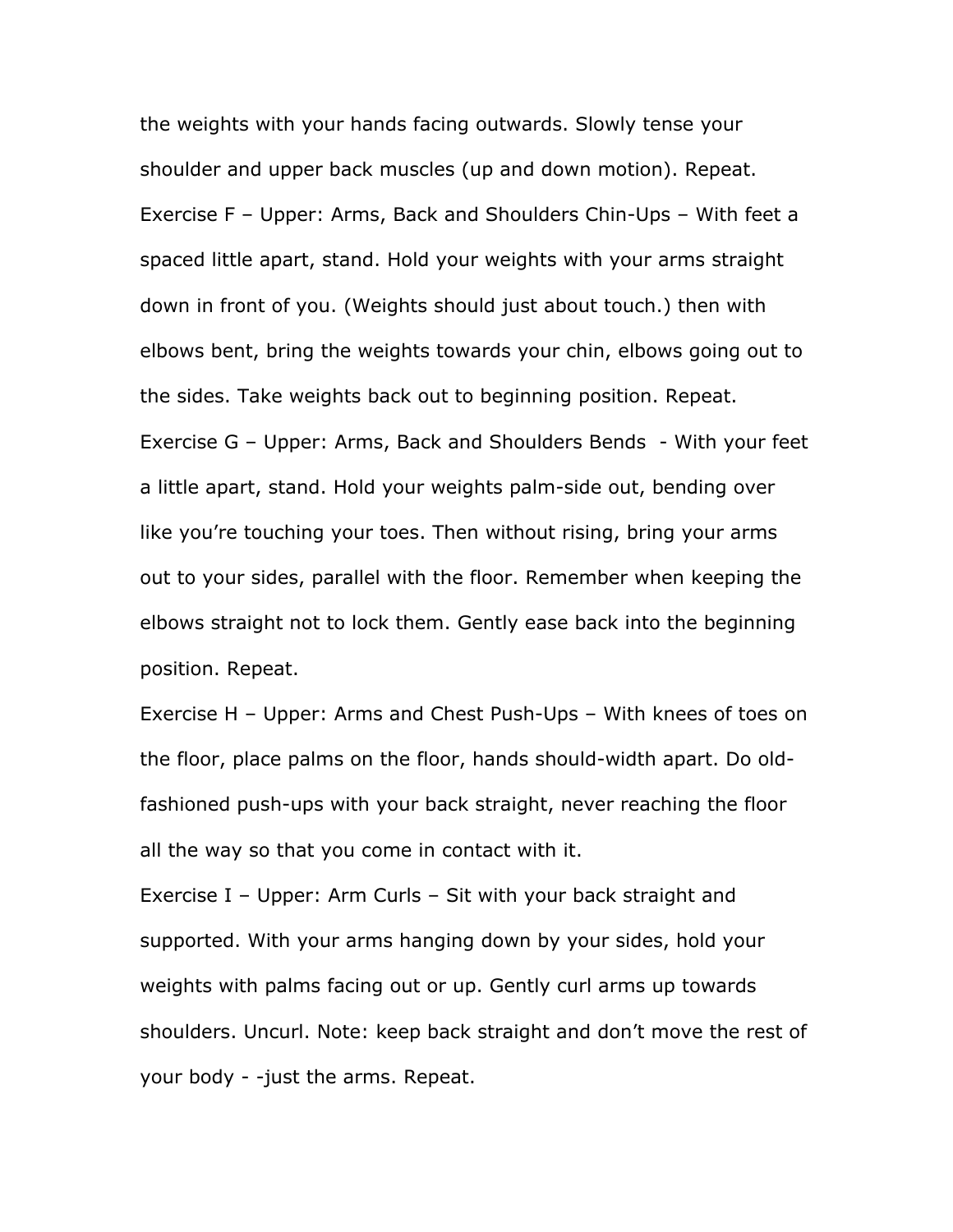the weights with your hands facing outwards. Slowly tense your shoulder and upper back muscles (up and down motion). Repeat.

Exercise F – Upper: Arms, Back and Shoulders Chin-Ups – With feet a spaced little apart, stand. Hold your weights with your arms straight down in front of you. (Weights should just about touch.) then with elbows bent, bring the weights towards your chin, elbows going out to the sides. Take weights back out to beginning position. Repeat.

Exercise G – Upper: Arms, Back and Shoulders Bends - With your feet a little apart, stand. Hold your weights palm-side out, bending over like you're touching your toes. Then without rising, bring your arms out to your sides, parallel with the floor. Remember when keeping the elbows straight not to lock them. Gently ease back into the beginning position. Repeat.

Exercise H – Upper: Arms and Chest Push-Ups – With knees of toes on the floor, place palms on the floor, hands should-width apart. Do old-fashioned push-ups with your back straight, never reaching the floor all the way so that you come in contact with it.

Exercise I – Upper: Arm Curls – Sit with your back straight and supported. With your arms hanging down by your sides, hold your weights with palms facing out or up. Gently curl arms up towards shoulders. Uncurl. Note: keep back straight and don't move the rest of your body - -just the arms. Repeat.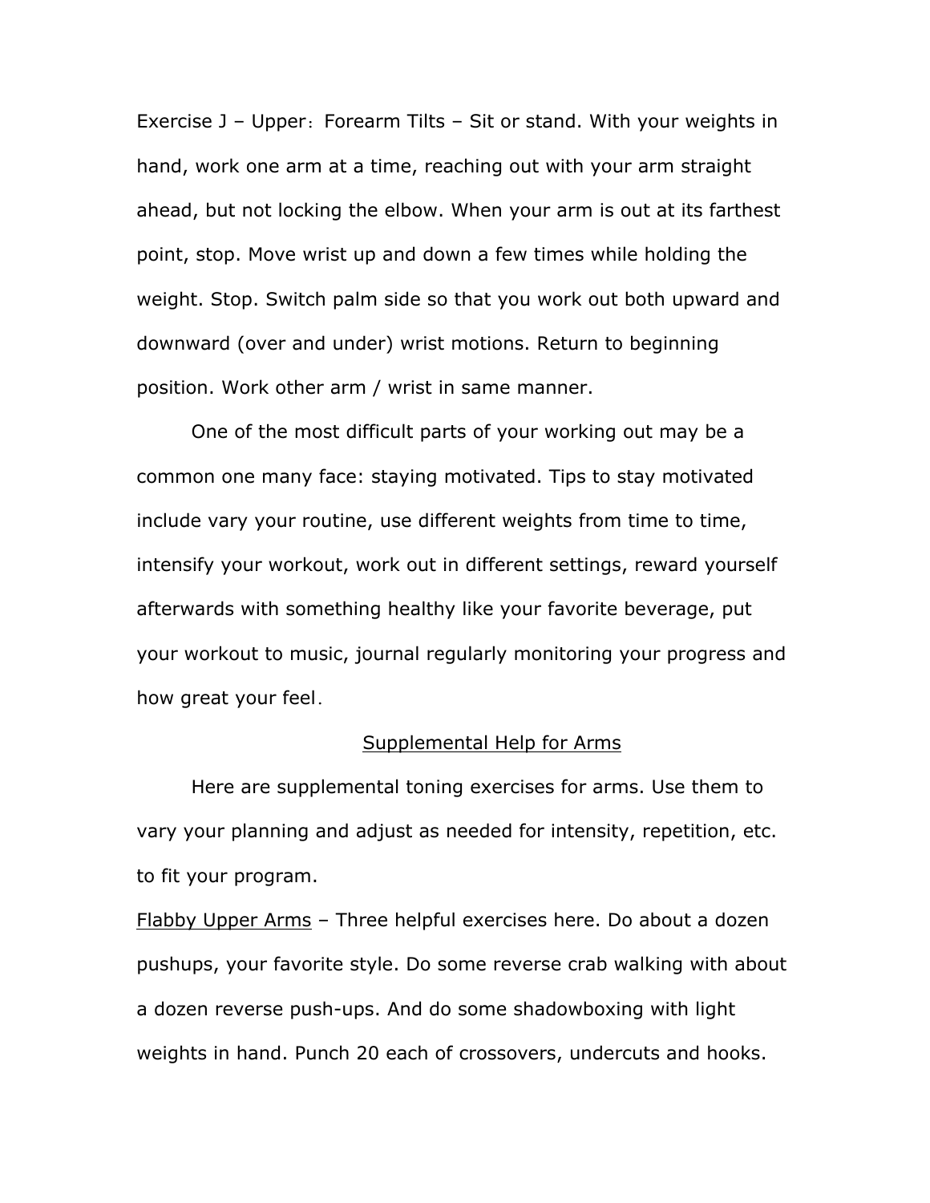Exercise J – Upper：Forearm Tilts – Sit or stand. With your weights in hand, work one arm at a time, reaching out with your arm straight ahead, but not locking the elbow. When your arm is out at its farthest point, stop. Move wrist up and down a few times while holding the weight. Stop. Switch palm side so that you work out both upward and downward (over and under) wrist motions. Return to beginning position. Work other arm / wrist in same manner.

One of the most difficult parts of your working out may be a common one many face: staying motivated. Tips to stay motivated include vary your routine, use different weights from time to time, intensify your workout, work out in different settings, reward yourself afterwards with something healthy like your favorite beverage, put your workout to music, journal regularly monitoring your progress and how great your feel.

## Supplemental Help for Arms

Here are supplemental toning exercises for arms. Use them to vary your planning and adjust as needed for intensity, repetition, etc. to fit your program.

Flabby Upper Arms – Three helpful exercises here. Do about a dozen pushups, your favorite style. Do some reverse crab walking with about a dozen reverse push-ups. And do some shadowboxing with light weights in hand. Punch 20 each of crossovers, undercuts and hooks.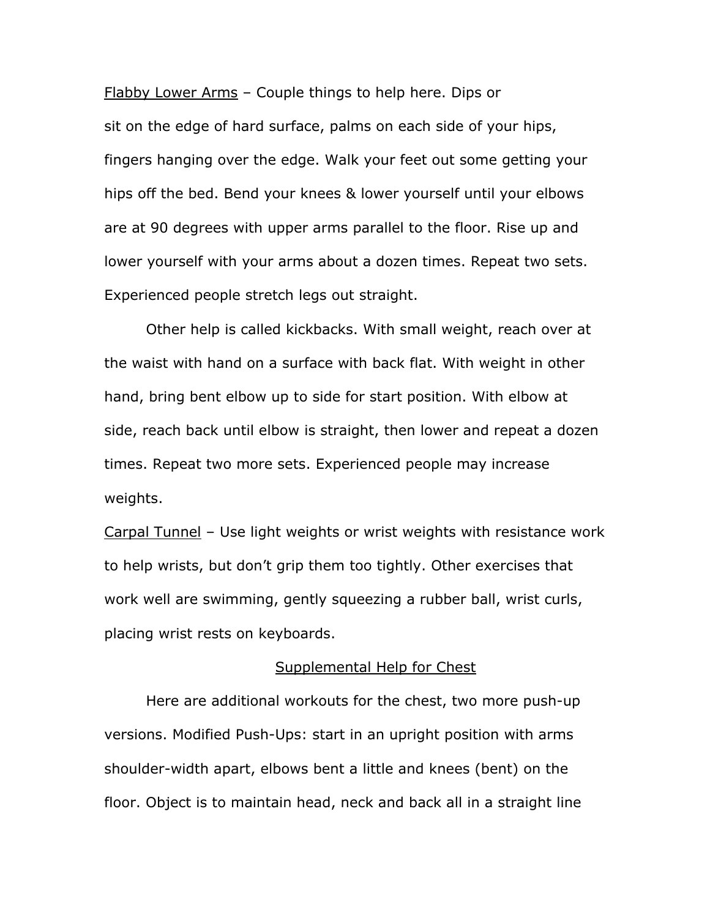Flabby Lower Arms – Couple things to help here. Dips or sit on the edge of hard surface, palms on each side of your hips, fingers hanging over the edge. Walk your feet out some getting your hips off the bed. Bend your knees & lower yourself until your elbows are at 90 degrees with upper arms parallel to the floor. Rise up and lower yourself with your arms about a dozen times. Repeat two sets. Experienced people stretch legs out straight.

Other help is called kickbacks. With small weight, reach over at the waist with hand on a surface with back flat. With weight in other hand, bring bent elbow up to side for start position. With elbow at side, reach back until elbow is straight, then lower and repeat a dozen times. Repeat two more sets. Experienced people may increase weights.

Carpal Tunnel – Use light weights or wrist weights with resistance work to help wrists, but don't grip them too tightly. Other exercises that work well are swimming, gently squeezing a rubber ball, wrist curls, placing wrist rests on keyboards.

## Supplemental Help for Chest

Here are additional workouts for the chest, two more push-up versions. Modified Push-Ups: start in an upright position with arms shoulder-width apart, elbows bent a little and knees (bent) on the floor. Object is to maintain head, neck and back all in a straight line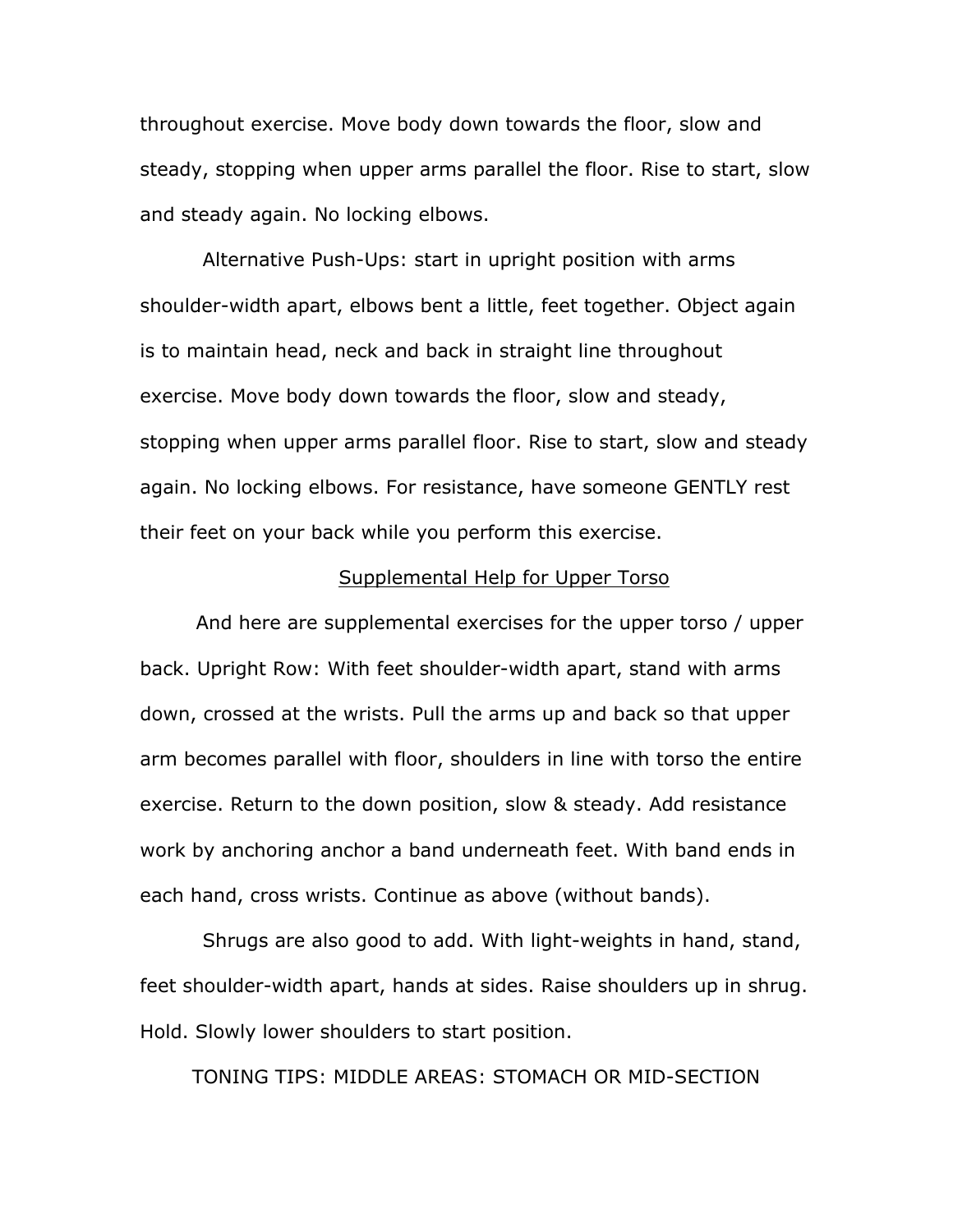throughout exercise. Move body down towards the floor, slow and steady, stopping when upper arms parallel the floor. Rise to start, slow and steady again. No locking elbows.

Alternative Push-Ups: start in upright position with arms shoulder-width apart, elbows bent a little, feet together. Object again is to maintain head, neck and back in straight line throughout exercise. Move body down towards the floor, slow and steady, stopping when upper arms parallel floor. Rise to start, slow and steady again. No locking elbows. For resistance, have someone GENTLY rest their feet on your back while you perform this exercise.

## Supplemental Help for Upper Torso

And here are supplemental exercises for the upper torso / upper back. Upright Row: With feet shoulder-width apart, stand with arms down, crossed at the wrists. Pull the arms up and back so that upper arm becomes parallel with floor, shoulders in line with torso the entire exercise. Return to the down position, slow & steady. Add resistance work by anchoring anchor a band underneath feet. With band ends in each hand, cross wrists. Continue as above (without bands).

Shrugs are also good to add. With light-weights in hand, stand, feet shoulder-width apart, hands at sides. Raise shoulders up in shrug. Hold. Slowly lower shoulders to start position.

## TONING TIPS: MIDDLE AREAS: STOMACH OR MID-SECTION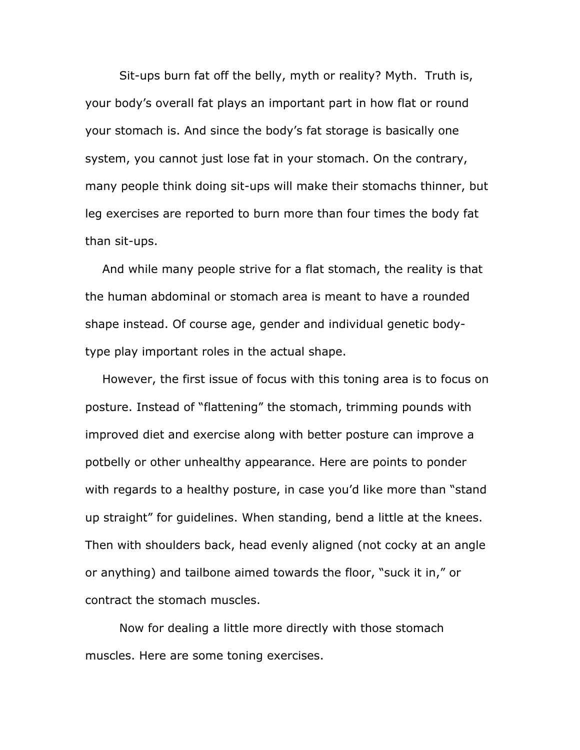Sit-ups burn fat off the belly, myth or reality? Myth.  Truth is, your body's overall fat plays an important part in how flat or round your stomach is. And since the body's fat storage is basically one system, you cannot just lose fat in your stomach. On the contrary, many people think doing sit-ups will make their stomachs thinner, but leg exercises are reported to burn more than four times the body fat than sit-ups.

And while many people strive for a flat stomach, the reality is that the human abdominal or stomach area is meant to have a rounded shape instead. Of course age, gender and individual genetic body-type play important roles in the actual shape.

However, the first issue of focus with this toning area is to focus on posture. Instead of "flattening" the stomach, trimming pounds with improved diet and exercise along with better posture can improve a potbelly or other unhealthy appearance. Here are points to ponder with regards to a healthy posture, in case you'd like more than "stand up straight" for guidelines. When standing, bend a little at the knees. Then with shoulders back, head evenly aligned (not cocky at an angle or anything) and tailbone aimed towards the floor, "suck it in," or contract the stomach muscles.

Now for dealing a little more directly with those stomach muscles. Here are some toning exercises.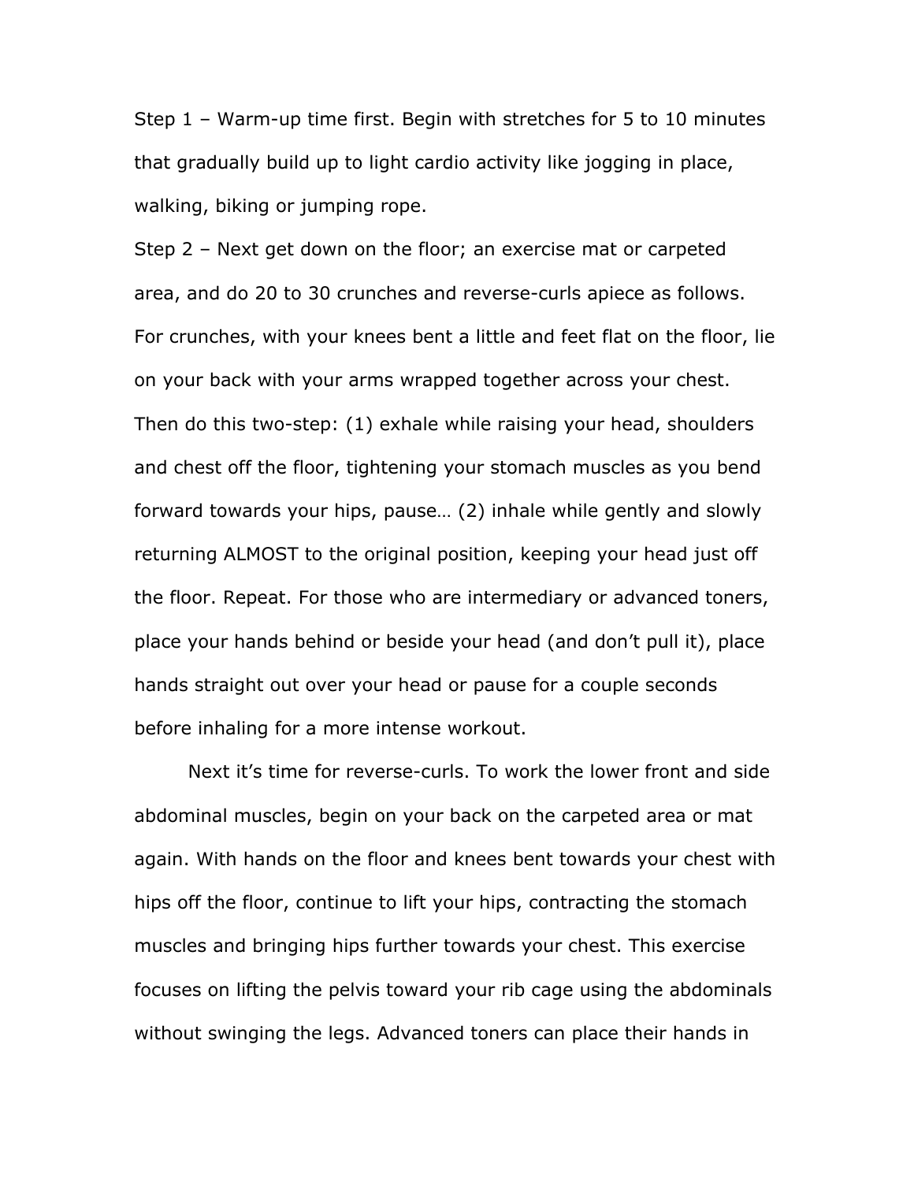Step 1 – Warm-up time first. Begin with stretches for 5 to 10 minutes that gradually build up to light cardio activity like jogging in place, walking, biking or jumping rope.

Step 2 – Next get down on the floor; an exercise mat or carpeted area, and do 20 to 30 crunches and reverse-curls apiece as follows. For crunches, with your knees bent a little and feet flat on the floor, lie on your back with your arms wrapped together across your chest. Then do this two-step: (1) exhale while raising your head, shoulders and chest off the floor, tightening your stomach muscles as you bend forward towards your hips, pause… (2) inhale while gently and slowly returning ALMOST to the original position, keeping your head just off the floor. Repeat. For those who are intermediary or advanced toners, place your hands behind or beside your head (and don't pull it), place hands straight out over your head or pause for a couple seconds before inhaling for a more intense workout.

Next it's time for reverse-curls. To work the lower front and side abdominal muscles, begin on your back on the carpeted area or mat again. With hands on the floor and knees bent towards your chest with hips off the floor, continue to lift your hips, contracting the stomach muscles and bringing hips further towards your chest. This exercise focuses on lifting the pelvis toward your rib cage using the abdominals without swinging the legs. Advanced toners can place their hands in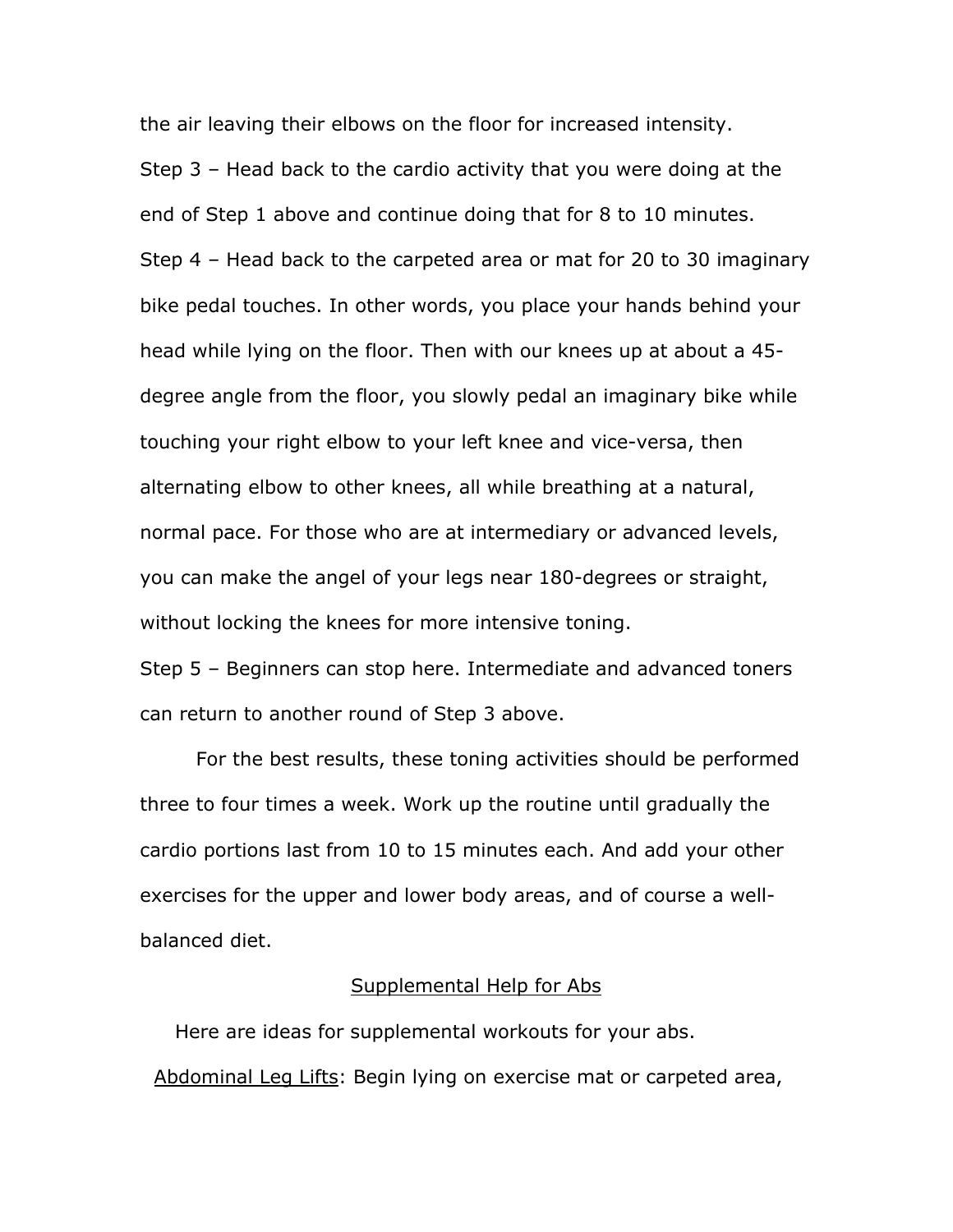the air leaving their elbows on the floor for increased intensity.

Step 3 – Head back to the cardio activity that you were doing at the end of Step 1 above and continue doing that for 8 to 10 minutes.

Step 4 – Head back to the carpeted area or mat for 20 to 30 imaginary bike pedal touches. In other words, you place your hands behind your head while lying on the floor. Then with our knees up at about a 45-degree angle from the floor, you slowly pedal an imaginary bike while touching your right elbow to your left knee and vice-versa, then alternating elbow to other knees, all while breathing at a natural, normal pace. For those who are at intermediary or advanced levels, you can make the angel of your legs near 180-degrees or straight, without locking the knees for more intensive toning.

Step 5 – Beginners can stop here. Intermediate and advanced toners can return to another round of Step 3 above.

For the best results, these toning activities should be performed three to four times a week. Work up the routine until gradually the cardio portions last from 10 to 15 minutes each. And add your other exercises for the upper and lower body areas, and of course a well-balanced diet.

## Supplemental Help for Abs

Here are ideas for supplemental workouts for your abs.

Abdominal Leg Lifts: Begin lying on exercise mat or carpeted area,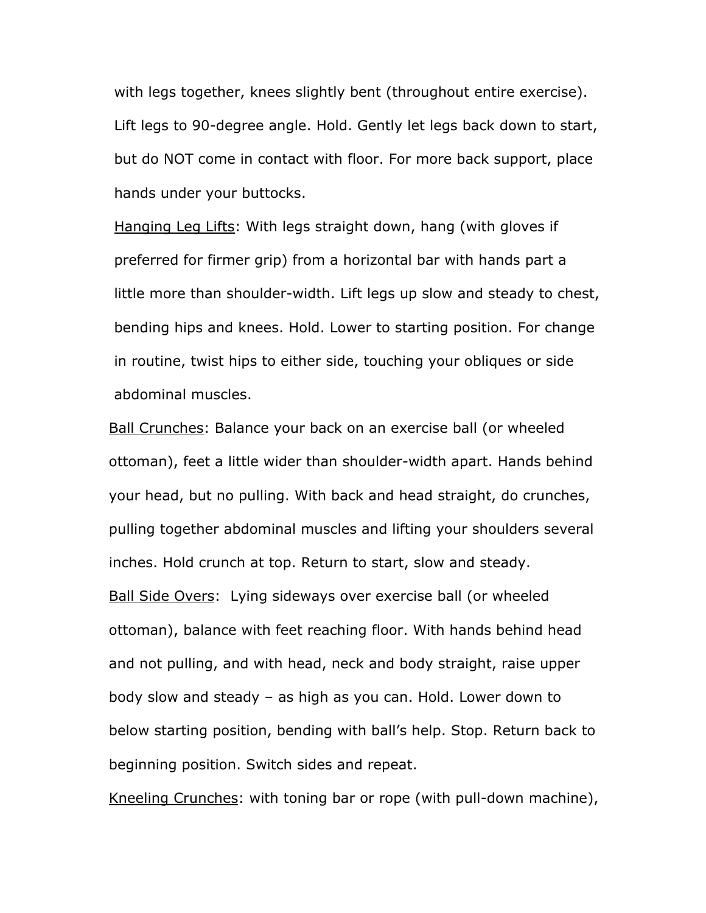with legs together, knees slightly bent (throughout entire exercise). Lift legs to 90-degree angle. Hold. Gently let legs back down to start, but do NOT come in contact with floor. For more back support, place hands under your buttocks.

Hanging Leg Lifts: With legs straight down, hang (with gloves if preferred for firmer grip) from a horizontal bar with hands part a little more than shoulder-width. Lift legs up slow and steady to chest, bending hips and knees. Hold. Lower to starting position. For change in routine, twist hips to either side, touching your obliques or side abdominal muscles.

Ball Crunches: Balance your back on an exercise ball (or wheeled ottoman), feet a little wider than shoulder-width apart. Hands behind your head, but no pulling. With back and head straight, do crunches, pulling together abdominal muscles and lifting your shoulders several inches. Hold crunch at top. Return to start, slow and steady.

Ball Side Overs: Lying sideways over exercise ball (or wheeled ottoman), balance with feet reaching floor. With hands behind head and not pulling, and with head, neck and body straight, raise upper body slow and steady – as high as you can. Hold. Lower down to below starting position, bending with ball's help. Stop. Return back to beginning position. Switch sides and repeat.

Kneeling Crunches: with toning bar or rope (with pull-down machine),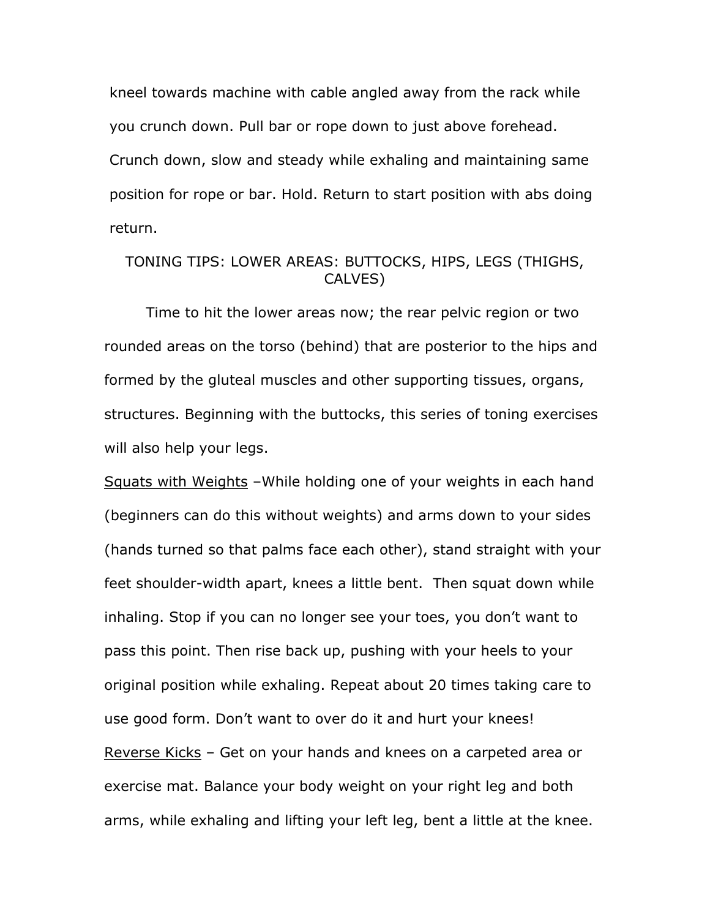kneel towards machine with cable angled away from the rack while you crunch down. Pull bar or rope down to just above forehead. Crunch down, slow and steady while exhaling and maintaining same position for rope or bar. Hold. Return to start position with abs doing return.

## TONING TIPS: LOWER AREAS: BUTTOCKS, HIPS, LEGS (THIGHS, CALVES)

Time to hit the lower areas now; the rear pelvic region or two rounded areas on the torso (behind) that are posterior to the hips and formed by the gluteal muscles and other supporting tissues, organs, structures. Beginning with the buttocks, this series of toning exercises will also help your legs.

<u>Squats with Weights</u> –While holding one of your weights in each hand (beginners can do this without weights) and arms down to your sides (hands turned so that palms face each other), stand straight with your feet shoulder-width apart, knees a little bent. Then squat down while inhaling. Stop if you can no longer see your toes, you don't want to pass this point. Then rise back up, pushing with your heels to your original position while exhaling. Repeat about 20 times taking care to use good form. Don't want to over do it and hurt your knees!

<u>Reverse Kicks</u> – Get on your hands and knees on a carpeted area or exercise mat. Balance your body weight on your right leg and both arms, while exhaling and lifting your left leg, bent a little at the knee.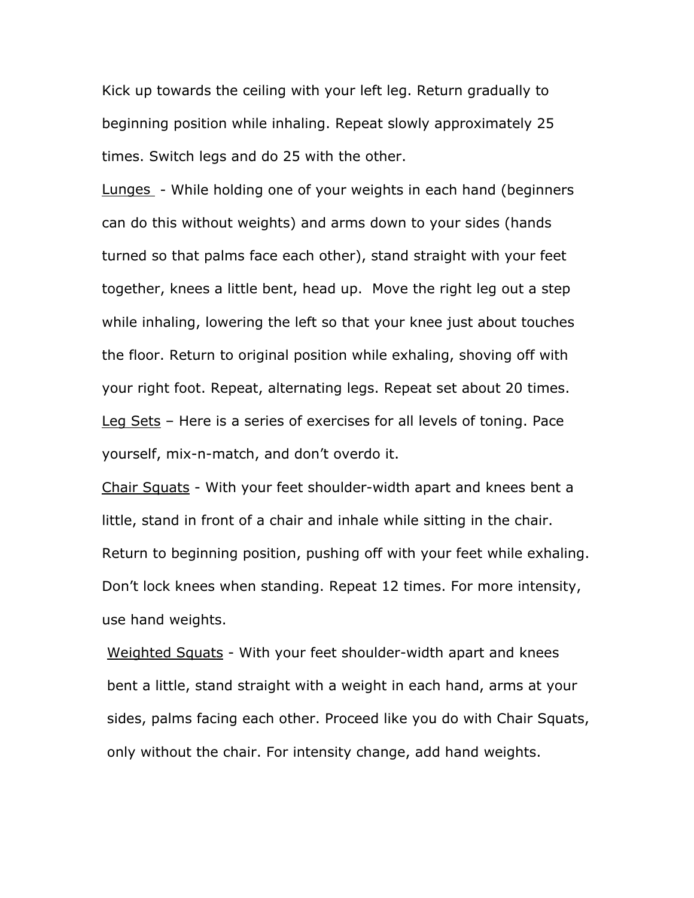Kick up towards the ceiling with your left leg. Return gradually to beginning position while inhaling. Repeat slowly approximately 25 times. Switch legs and do 25 with the other.

<u>Lunges</u> - While holding one of your weights in each hand (beginners can do this without weights) and arms down to your sides (hands turned so that palms face each other), stand straight with your feet together, knees a little bent, head up. Move the right leg out a step while inhaling, lowering the left so that your knee just about touches the floor. Return to original position while exhaling, shoving off with your right foot. Repeat, alternating legs. Repeat set about 20 times.

<u>Leg Sets</u> – Here is a series of exercises for all levels of toning. Pace yourself, mix-n-match, and don't overdo it.

<u>Chair Squats</u> - With your feet shoulder-width apart and knees bent a little, stand in front of a chair and inhale while sitting in the chair. Return to beginning position, pushing off with your feet while exhaling. Don't lock knees when standing. Repeat 12 times. For more intensity, use hand weights.

<u>Weighted Squats</u> - With your feet shoulder-width apart and knees bent a little, stand straight with a weight in each hand, arms at your sides, palms facing each other. Proceed like you do with Chair Squats, only without the chair. For intensity change, add hand weights.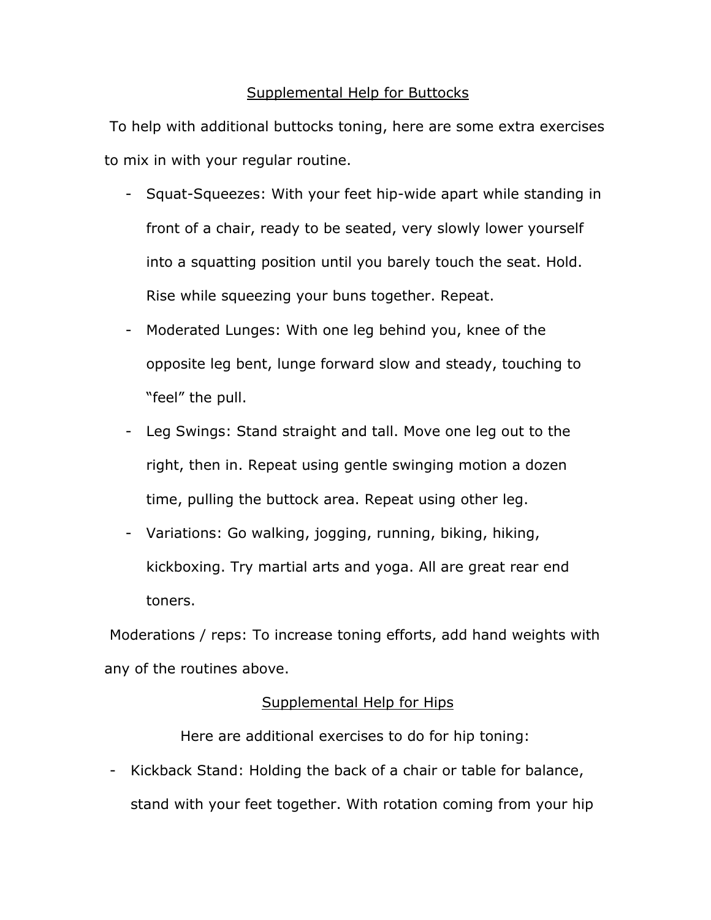## Supplemental Help for Buttocks

To help with additional buttocks toning, here are some extra exercises to mix in with your regular routine.

- Squat-Squeezes: With your feet hip-wide apart while standing in front of a chair, ready to be seated, very slowly lower yourself into a squatting position until you barely touch the seat. Hold. Rise while squeezing your buns together. Repeat.
- Moderated Lunges: With one leg behind you, knee of the opposite leg bent, lunge forward slow and steady, touching to "feel" the pull.
- Leg Swings: Stand straight and tall. Move one leg out to the right, then in. Repeat using gentle swinging motion a dozen time, pulling the buttock area. Repeat using other leg.
- Variations: Go walking, jogging, running, biking, hiking, kickboxing. Try martial arts and yoga. All are great rear end toners.

Moderations / reps: To increase toning efforts, add hand weights with any of the routines above.

## Supplemental Help for Hips

Here are additional exercises to do for hip toning:

- Kickback Stand: Holding the back of a chair or table for balance, stand with your feet together. With rotation coming from your hip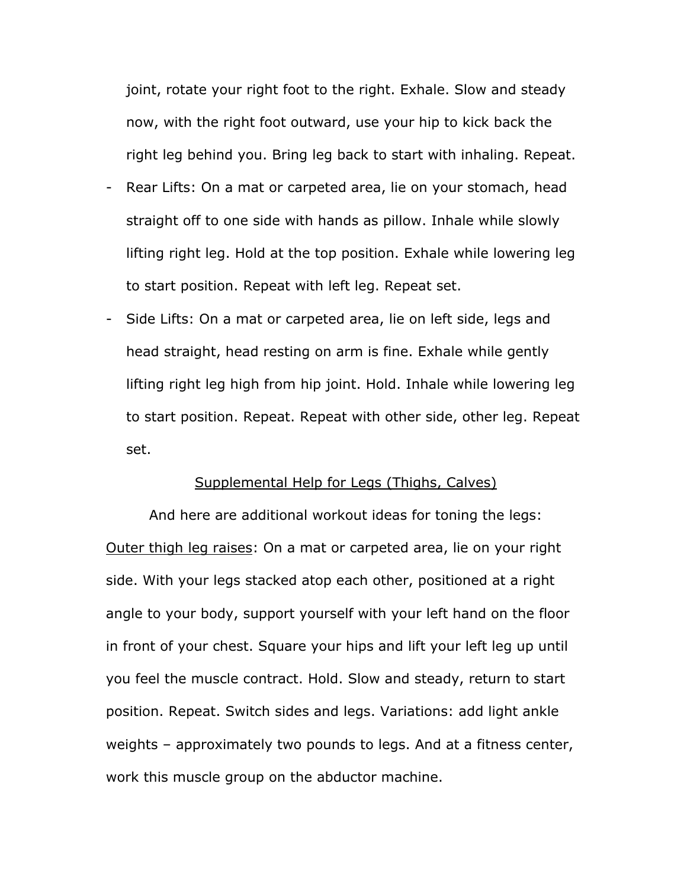joint, rotate your right foot to the right. Exhale. Slow and steady now, with the right foot outward, use your hip to kick back the right leg behind you. Bring leg back to start with inhaling. Repeat.

- Rear Lifts: On a mat or carpeted area, lie on your stomach, head straight off to one side with hands as pillow. Inhale while slowly lifting right leg. Hold at the top position. Exhale while lowering leg to start position. Repeat with left leg. Repeat set.
- Side Lifts: On a mat or carpeted area, lie on left side, legs and head straight, head resting on arm is fine. Exhale while gently lifting right leg high from hip joint. Hold. Inhale while lowering leg to start position. Repeat. Repeat with other side, other leg. Repeat set.

<u>Supplemental Help for Legs (Thighs, Calves)</u>

And here are additional workout ideas for toning the legs:

<u>Outer thigh leg raises</u>: On a mat or carpeted area, lie on your right side. With your legs stacked atop each other, positioned at a right angle to your body, support yourself with your left hand on the floor in front of your chest. Square your hips and lift your left leg up until you feel the muscle contract. Hold. Slow and steady, return to start position. Repeat. Switch sides and legs. Variations: add light ankle weights – approximately two pounds to legs. And at a fitness center, work this muscle group on the abductor machine.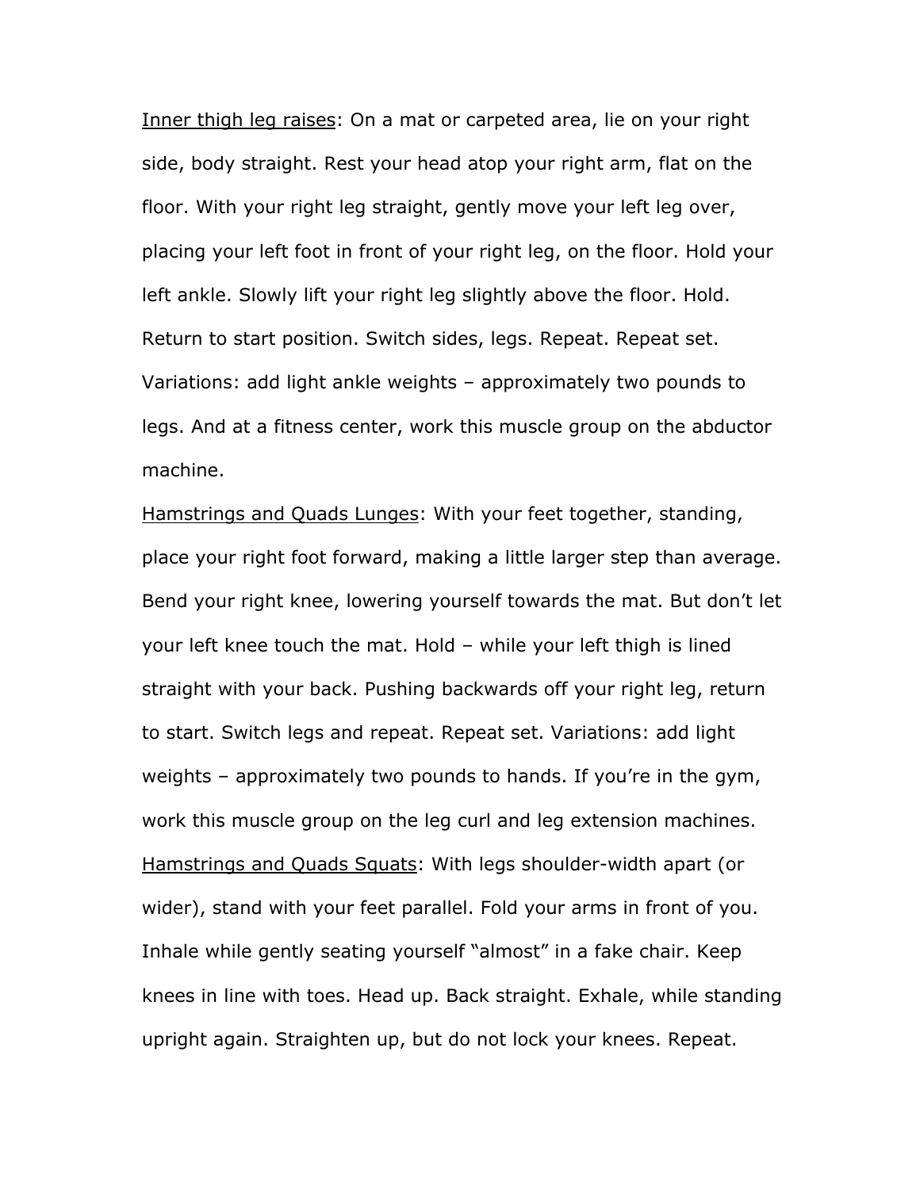<u>Inner thigh leg raises</u>: On a mat or carpeted area, lie on your right side, body straight. Rest your head atop your right arm, flat on the floor. With your right leg straight, gently move your left leg over, placing your left foot in front of your right leg, on the floor. Hold your left ankle. Slowly lift your right leg slightly above the floor. Hold. Return to start position. Switch sides, legs. Repeat. Repeat set. Variations: add light ankle weights – approximately two pounds to legs. And at a fitness center, work this muscle group on the abductor machine.

<u>Hamstrings and Quads Lunges</u>: With your feet together, standing, place your right foot forward, making a little larger step than average. Bend your right knee, lowering yourself towards the mat. But don't let your left knee touch the mat. Hold – while your left thigh is lined straight with your back. Pushing backwards off your right leg, return to start. Switch legs and repeat. Repeat set. Variations: add light weights – approximately two pounds to hands. If you're in the gym, work this muscle group on the leg curl and leg extension machines.

<u>Hamstrings and Quads Squats</u>: With legs shoulder-width apart (or wider), stand with your feet parallel. Fold your arms in front of you. Inhale while gently seating yourself "almost" in a fake chair. Keep knees in line with toes. Head up. Back straight. Exhale, while standing upright again. Straighten up, but do not lock your knees. Repeat.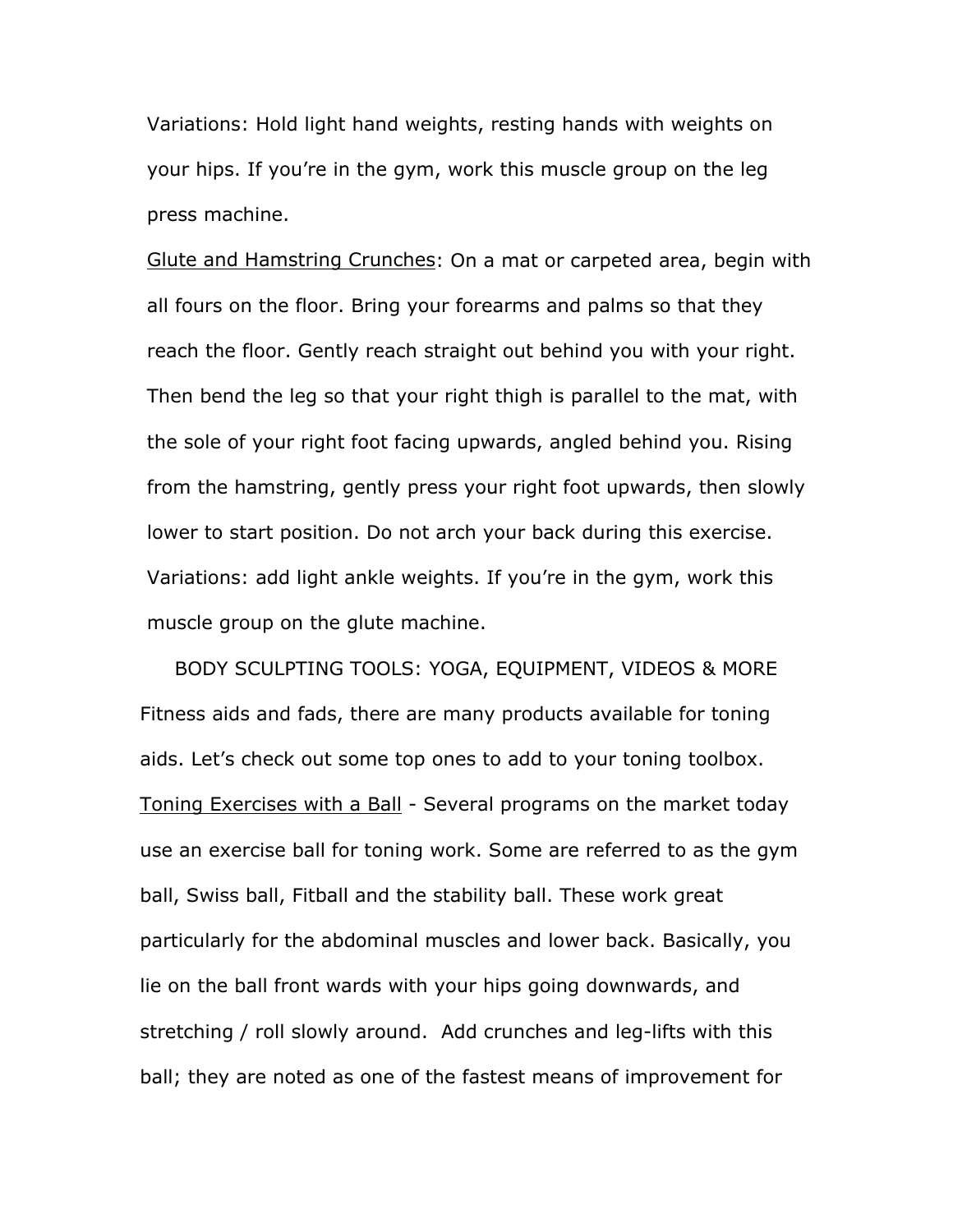Variations: Hold light hand weights, resting hands with weights on your hips. If you're in the gym, work this muscle group on the leg press machine.

Glute and Hamstring Crunches: On a mat or carpeted area, begin with all fours on the floor. Bring your forearms and palms so that they reach the floor. Gently reach straight out behind you with your right. Then bend the leg so that your right thigh is parallel to the mat, with the sole of your right foot facing upwards, angled behind you. Rising from the hamstring, gently press your right foot upwards, then slowly lower to start position. Do not arch your back during this exercise. Variations: add light ankle weights. If you're in the gym, work this muscle group on the glute machine.

## BODY SCULPTING TOOLS: YOGA, EQUIPMENT, VIDEOS & MORE

Fitness aids and fads, there are many products available for toning aids. Let's check out some top ones to add to your toning toolbox.

Toning Exercises with a Ball - Several programs on the market today use an exercise ball for toning work. Some are referred to as the gym ball, Swiss ball, Fitball and the stability ball. These work great particularly for the abdominal muscles and lower back. Basically, you lie on the ball front wards with your hips going downwards, and stretching / roll slowly around. Add crunches and leg-lifts with this ball; they are noted as one of the fastest means of improvement for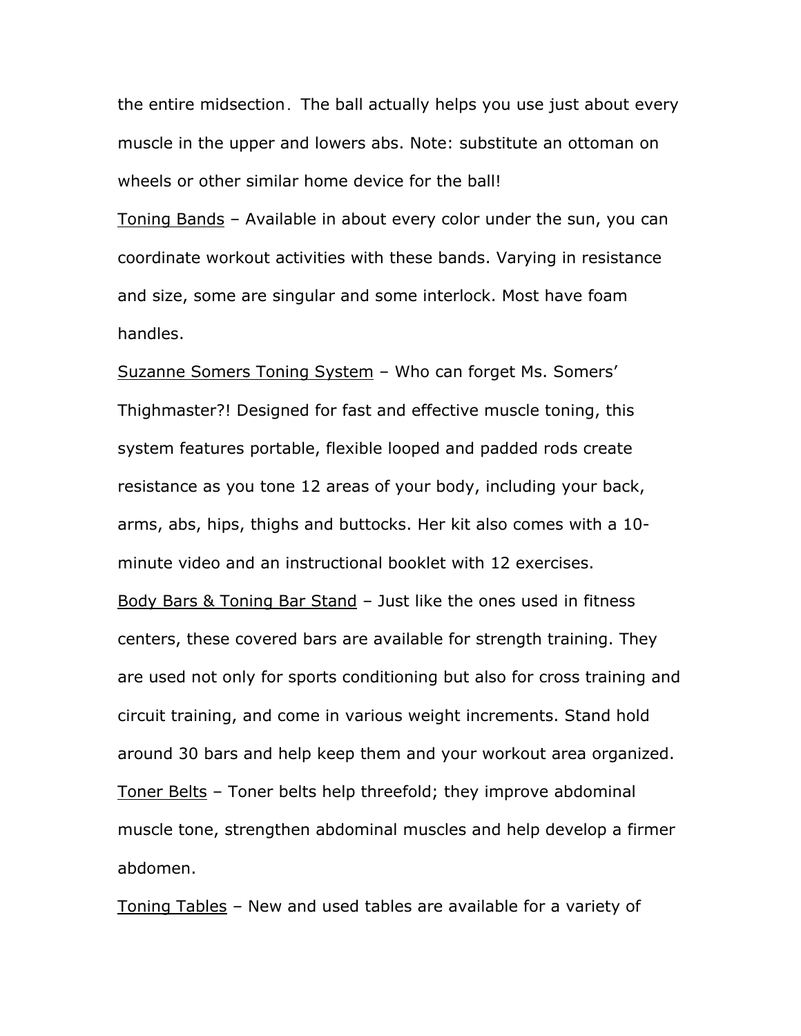the entire midsection. The ball actually helps you use just about every muscle in the upper and lowers abs. Note: substitute an ottoman on wheels or other similar home device for the ball!

<u>Toning Bands</u> – Available in about every color under the sun, you can coordinate workout activities with these bands. Varying in resistance and size, some are singular and some interlock. Most have foam handles.

<u>Suzanne Somers Toning System</u> – Who can forget Ms. Somers' Thighmaster?! Designed for fast and effective muscle toning, this system features portable, flexible looped and padded rods create resistance as you tone 12 areas of your body, including your back, arms, abs, hips, thighs and buttocks. Her kit also comes with a 10-minute video and an instructional booklet with 12 exercises.

<u>Body Bars & Toning Bar Stand</u> – Just like the ones used in fitness centers, these covered bars are available for strength training. They are used not only for sports conditioning but also for cross training and circuit training, and come in various weight increments. Stand hold around 30 bars and help keep them and your workout area organized.

<u>Toner Belts</u> – Toner belts help threefold; they improve abdominal muscle tone, strengthen abdominal muscles and help develop a firmer abdomen.

<u>Toning Tables</u> – New and used tables are available for a variety of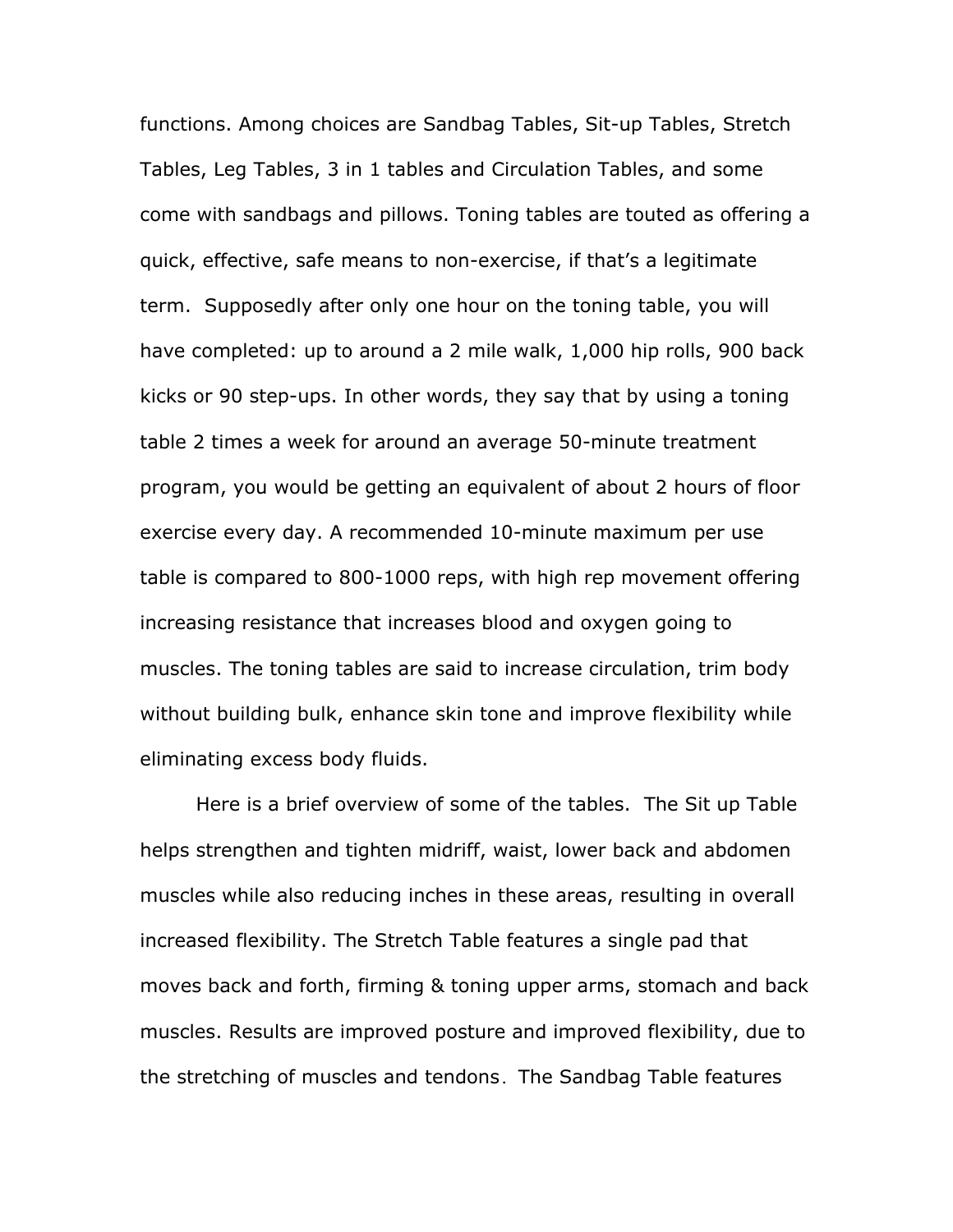functions. Among choices are Sandbag Tables, Sit-up Tables, Stretch Tables, Leg Tables, 3 in 1 tables and Circulation Tables, and some come with sandbags and pillows. Toning tables are touted as offering a quick, effective, safe means to non-exercise, if that's a legitimate term. Supposedly after only one hour on the toning table, you will have completed: up to around a 2 mile walk, 1,000 hip rolls, 900 back kicks or 90 step-ups. In other words, they say that by using a toning table 2 times a week for around an average 50-minute treatment program, you would be getting an equivalent of about 2 hours of floor exercise every day. A recommended 10-minute maximum per use table is compared to 800-1000 reps, with high rep movement offering increasing resistance that increases blood and oxygen going to muscles. The toning tables are said to increase circulation, trim body without building bulk, enhance skin tone and improve flexibility while eliminating excess body fluids.

Here is a brief overview of some of the tables. The Sit up Table helps strengthen and tighten midriff, waist, lower back and abdomen muscles while also reducing inches in these areas, resulting in overall increased flexibility. The Stretch Table features a single pad that moves back and forth, firming & toning upper arms, stomach and back muscles. Results are improved posture and improved flexibility, due to the stretching of muscles and tendons. The Sandbag Table features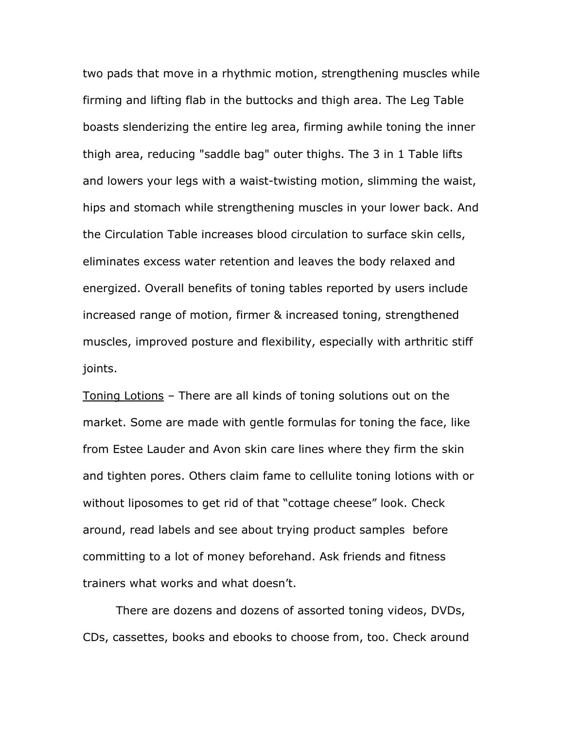two pads that move in a rhythmic motion, strengthening muscles while firming and lifting flab in the buttocks and thigh area. The Leg Table boasts slenderizing the entire leg area, firming awhile toning the inner thigh area, reducing "saddle bag" outer thighs. The 3 in 1 Table lifts and lowers your legs with a waist-twisting motion, slimming the waist, hips and stomach while strengthening muscles in your lower back. And the Circulation Table increases blood circulation to surface skin cells, eliminates excess water retention and leaves the body relaxed and energized. Overall benefits of toning tables reported by users include increased range of motion, firmer & increased toning, strengthened muscles, improved posture and flexibility, especially with arthritic stiff joints.

<u>Toning Lotions</u> – There are all kinds of toning solutions out on the market. Some are made with gentle formulas for toning the face, like from Estee Lauder and Avon skin care lines where they firm the skin and tighten pores. Others claim fame to cellulite toning lotions with or without liposomes to get rid of that "cottage cheese" look. Check around, read labels and see about trying product samples before committing to a lot of money beforehand. Ask friends and fitness trainers what works and what doesn't.

There are dozens and dozens of assorted toning videos, DVDs, CDs, cassettes, books and ebooks to choose from, too. Check around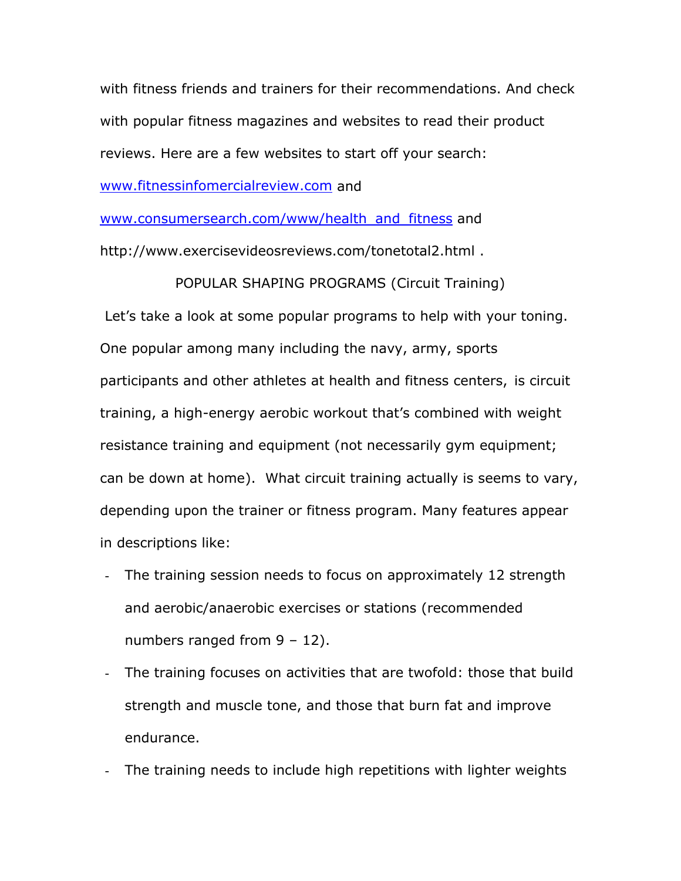with fitness friends and trainers for their recommendations. And check with popular fitness magazines and websites to read their product reviews. Here are a few websites to start off your search: [www.fitnessinfomercialreview.com](www.fitnessinfomercialreview.com) and [www.consumersearch.com/www/health_and_fitness](www.consumersearch.com/www/health_and_fitness) and http://www.exercisevideosreviews.com/tonetotal2.html .

## POPULAR SHAPING PROGRAMS (Circuit Training)

Let's take a look at some popular programs to help with your toning. One popular among many including the navy, army, sports participants and other athletes at health and fitness centers, is circuit training, a high-energy aerobic workout that's combined with weight resistance training and equipment (not necessarily gym equipment; can be down at home). What circuit training actually is seems to vary, depending upon the trainer or fitness program. Many features appear in descriptions like:

- The training session needs to focus on approximately 12 strength and aerobic/anaerobic exercises or stations (recommended numbers ranged from 9 – 12).
- The training focuses on activities that are twofold: those that build strength and muscle tone, and those that burn fat and improve endurance.
- The training needs to include high repetitions with lighter weights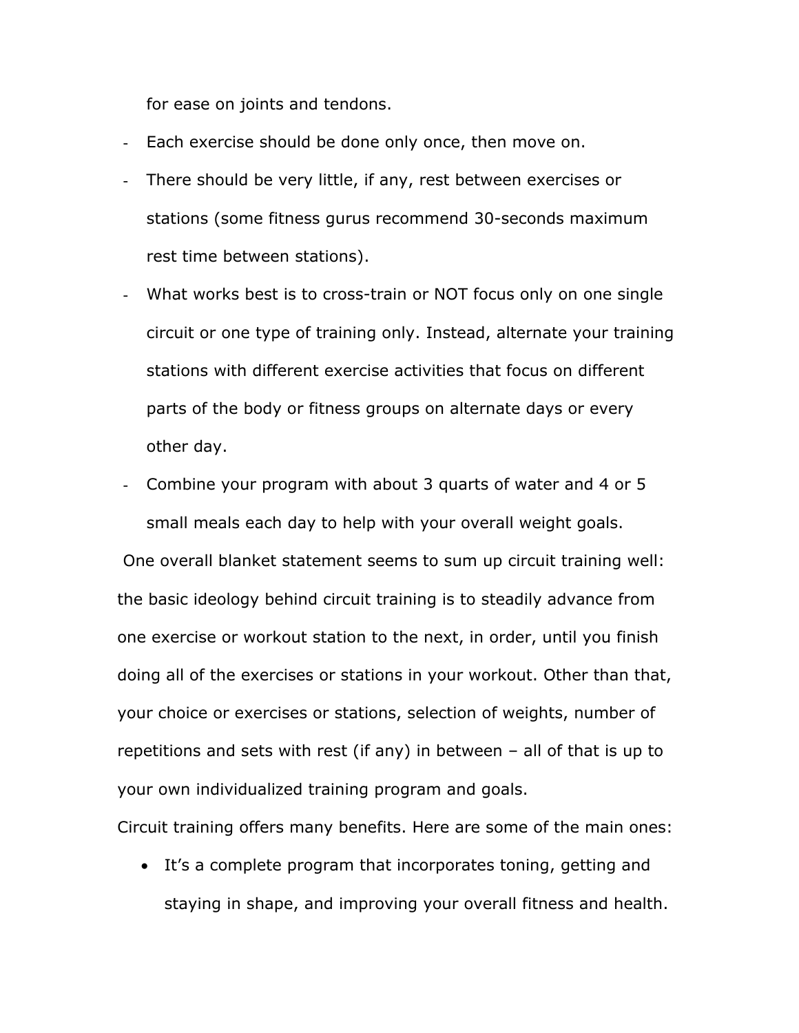for ease on joints and tendons.

- Each exercise should be done only once, then move on.
- There should be very little, if any, rest between exercises or stations (some fitness gurus recommend 30-seconds maximum rest time between stations).
- What works best is to cross-train or NOT focus only on one single circuit or one type of training only. Instead, alternate your training stations with different exercise activities that focus on different parts of the body or fitness groups on alternate days or every other day.
- Combine your program with about 3 quarts of water and 4 or 5 small meals each day to help with your overall weight goals.

One overall blanket statement seems to sum up circuit training well: the basic ideology behind circuit training is to steadily advance from one exercise or workout station to the next, in order, until you finish doing all of the exercises or stations in your workout. Other than that, your choice or exercises or stations, selection of weights, number of repetitions and sets with rest (if any) in between – all of that is up to your own individualized training program and goals.

Circuit training offers many benefits. Here are some of the main ones:

- It's a complete program that incorporates toning, getting and staying in shape, and improving your overall fitness and health.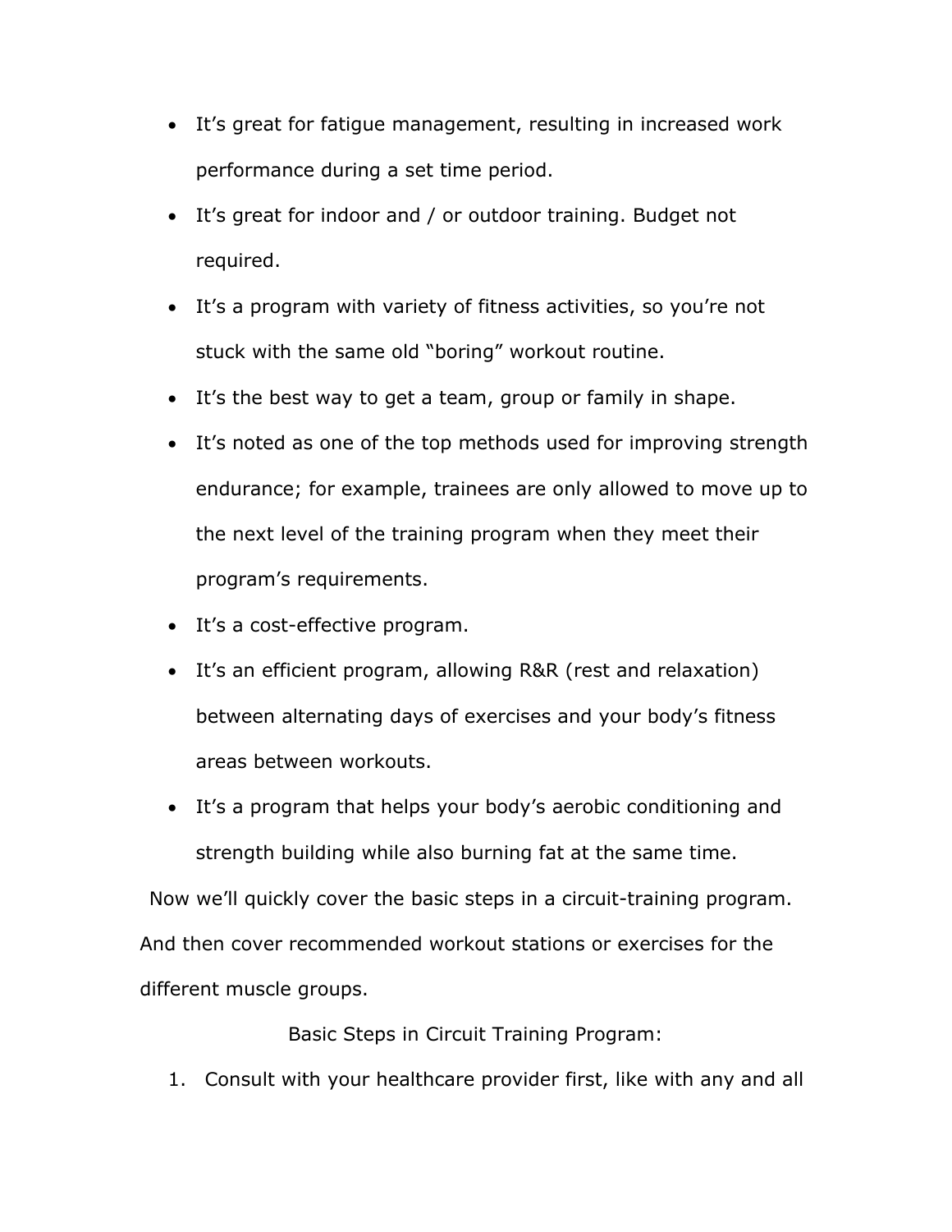- It's great for fatigue management, resulting in increased work performance during a set time period.
- It's great for indoor and / or outdoor training. Budget not required.
- It's a program with variety of fitness activities, so you're not stuck with the same old "boring" workout routine.
- It's the best way to get a team, group or family in shape.
- It's noted as one of the top methods used for improving strength endurance; for example, trainees are only allowed to move up to the next level of the training program when they meet their program's requirements.
- It's a cost-effective program.
- It's an efficient program, allowing R&R (rest and relaxation) between alternating days of exercises and your body's fitness areas between workouts.
- It's a program that helps your body's aerobic conditioning and strength building while also burning fat at the same time.

Now we'll quickly cover the basic steps in a circuit-training program. And then cover recommended workout stations or exercises for the different muscle groups.

Basic Steps in Circuit Training Program:

1. Consult with your healthcare provider first, like with any and all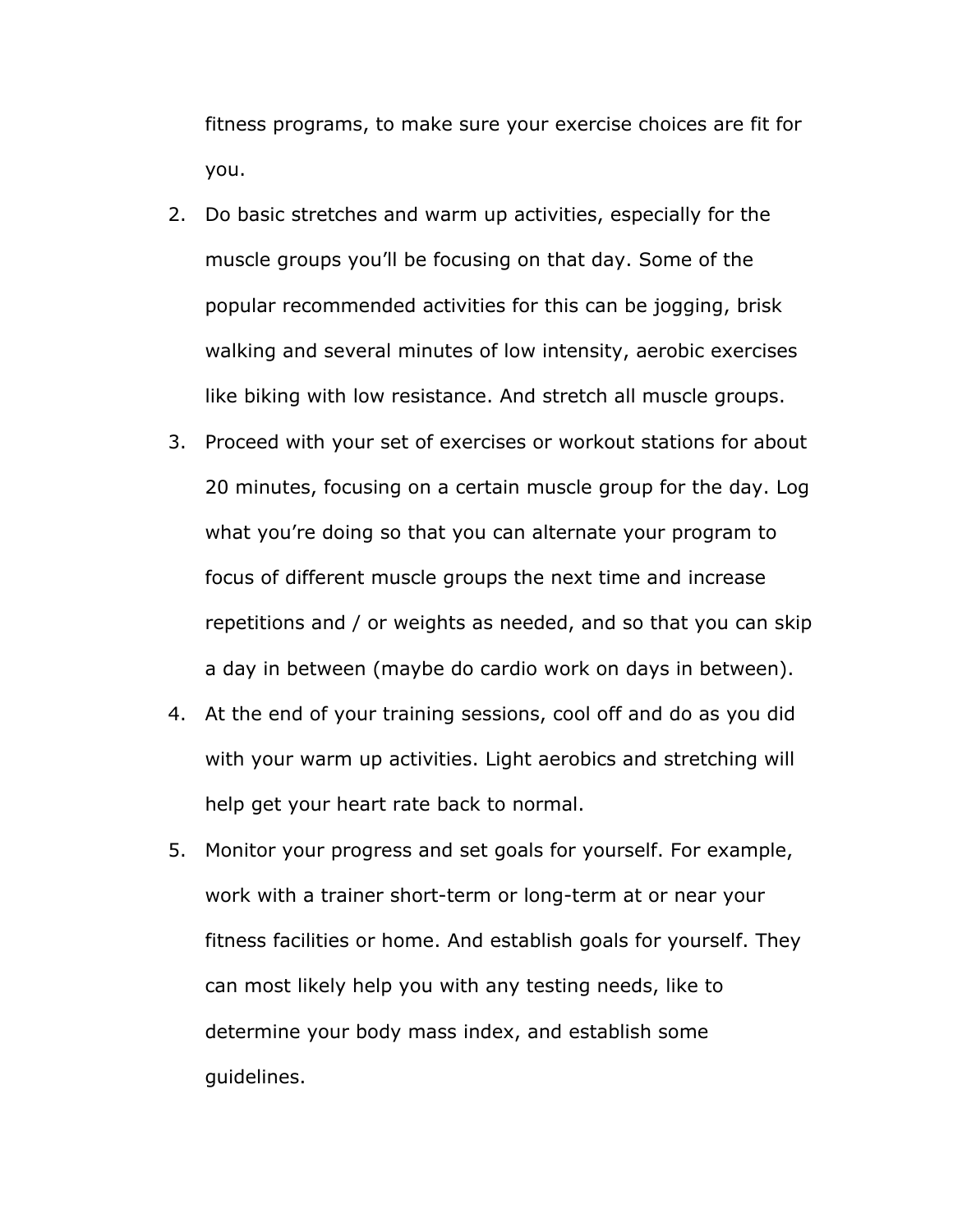fitness programs, to make sure your exercise choices are fit for you.

2. Do basic stretches and warm up activities, especially for the muscle groups you'll be focusing on that day. Some of the popular recommended activities for this can be jogging, brisk walking and several minutes of low intensity, aerobic exercises like biking with low resistance. And stretch all muscle groups.
3. Proceed with your set of exercises or workout stations for about 20 minutes, focusing on a certain muscle group for the day. Log what you're doing so that you can alternate your program to focus of different muscle groups the next time and increase repetitions and / or weights as needed, and so that you can skip a day in between (maybe do cardio work on days in between).
4. At the end of your training sessions, cool off and do as you did with your warm up activities. Light aerobics and stretching will help get your heart rate back to normal.
5. Monitor your progress and set goals for yourself. For example, work with a trainer short-term or long-term at or near your fitness facilities or home. And establish goals for yourself. They can most likely help you with any testing needs, like to determine your body mass index, and establish some guidelines.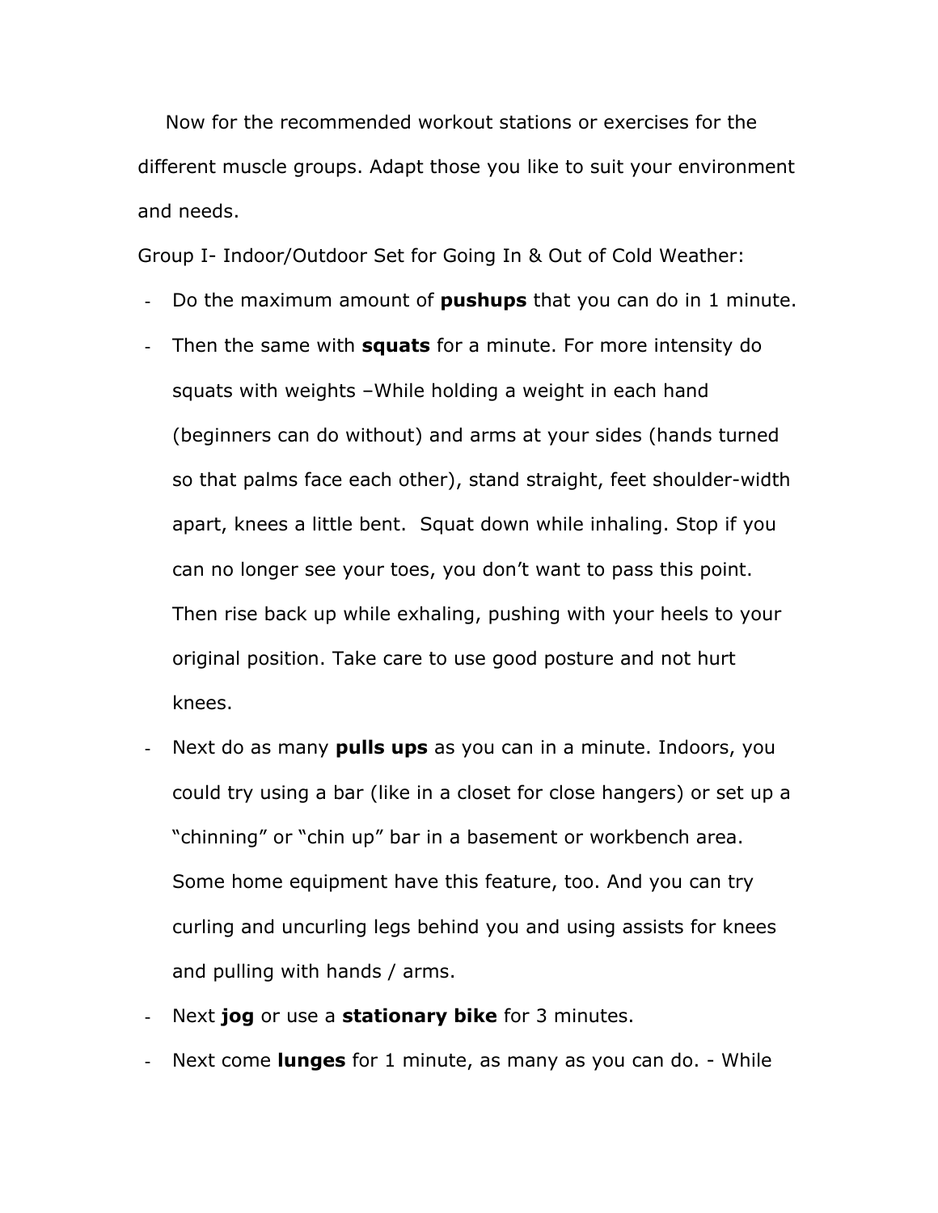Now for the recommended workout stations or exercises for the different muscle groups. Adapt those you like to suit your environment and needs.

Group I- Indoor/Outdoor Set for Going In & Out of Cold Weather:

- Do the maximum amount of **pushups** that you can do in 1 minute.
- Then the same with **squats** for a minute. For more intensity do squats with weights –While holding a weight in each hand (beginners can do without) and arms at your sides (hands turned so that palms face each other), stand straight, feet shoulder-width apart, knees a little bent. Squat down while inhaling. Stop if you can no longer see your toes, you don't want to pass this point. Then rise back up while exhaling, pushing with your heels to your original position. Take care to use good posture and not hurt knees.
- Next do as many **pulls ups** as you can in a minute. Indoors, you could try using a bar (like in a closet for close hangers) or set up a "chinning" or "chin up" bar in a basement or workbench area. Some home equipment have this feature, too. And you can try curling and uncurling legs behind you and using assists for knees and pulling with hands / arms.
- Next **jog** or use a **stationary bike** for 3 minutes.
- Next come **lunges** for 1 minute, as many as you can do. - While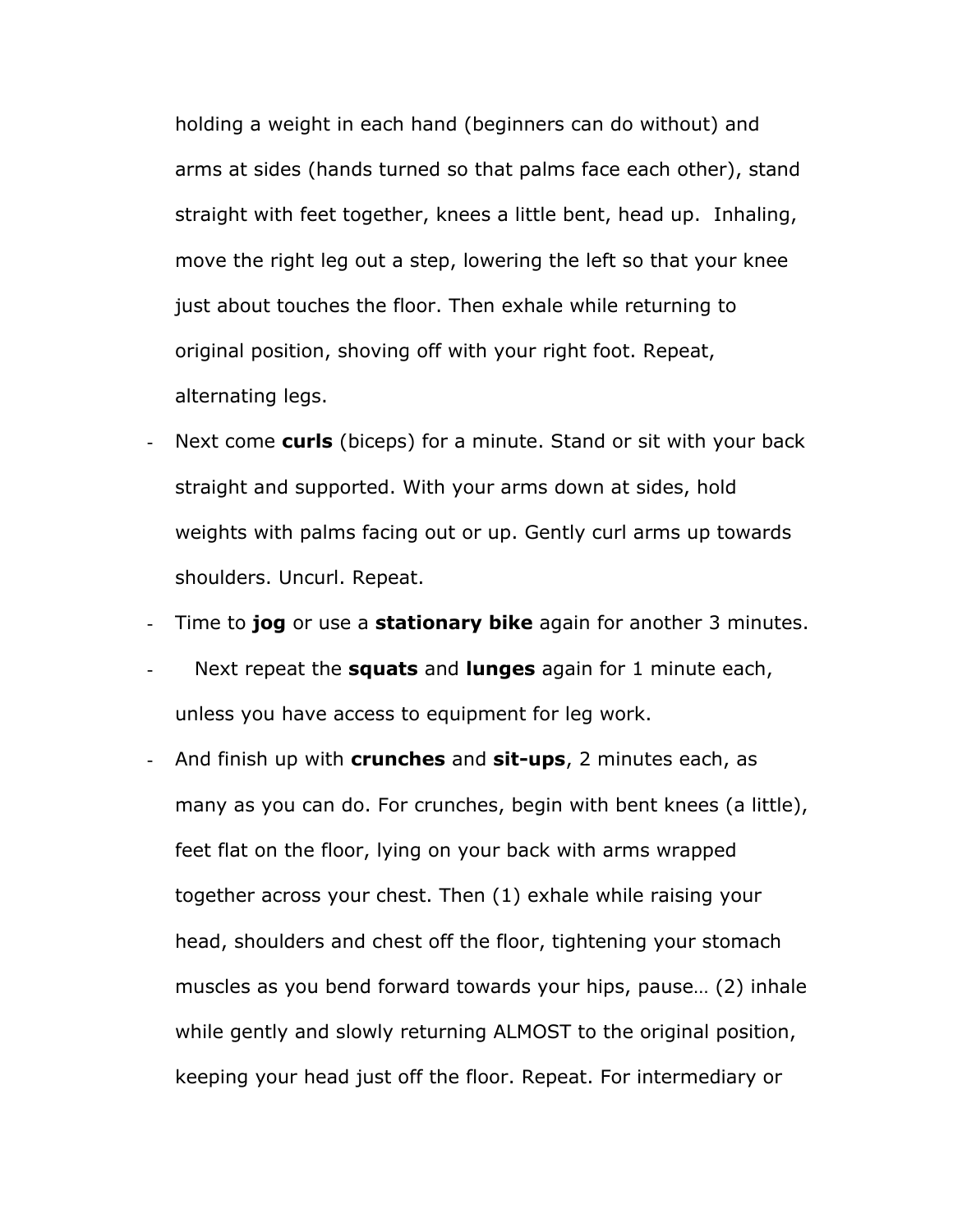holding a weight in each hand (beginners can do without) and arms at sides (hands turned so that palms face each other), stand straight with feet together, knees a little bent, head up. Inhaling, move the right leg out a step, lowering the left so that your knee just about touches the floor. Then exhale while returning to original position, shoving off with your right foot. Repeat, alternating legs.

- Next come **curls** (biceps) for a minute. Stand or sit with your back straight and supported. With your arms down at sides, hold weights with palms facing out or up. Gently curl arms up towards shoulders. Uncurl. Repeat.
- Time to **jog** or use a **stationary bike** again for another 3 minutes.
- Next repeat the **squats** and **lunges** again for 1 minute each, unless you have access to equipment for leg work.
- And finish up with **crunches** and **sit-ups**, 2 minutes each, as many as you can do. For crunches, begin with bent knees (a little), feet flat on the floor, lying on your back with arms wrapped together across your chest. Then (1) exhale while raising your head, shoulders and chest off the floor, tightening your stomach muscles as you bend forward towards your hips, pause… (2) inhale while gently and slowly returning ALMOST to the original position, keeping your head just off the floor. Repeat. For intermediary or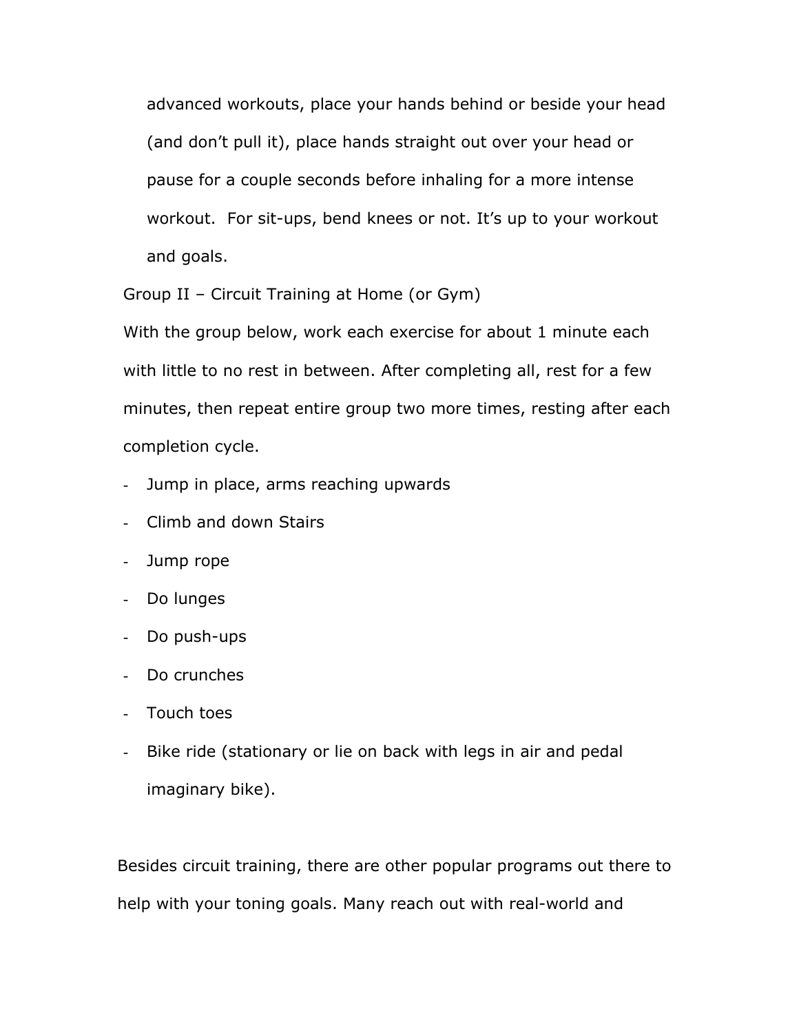advanced workouts, place your hands behind or beside your head (and don't pull it), place hands straight out over your head or pause for a couple seconds before inhaling for a more intense workout. For sit-ups, bend knees or not. It's up to your workout and goals.

Group II – Circuit Training at Home (or Gym)

With the group below, work each exercise for about 1 minute each with little to no rest in between. After completing all, rest for a few minutes, then repeat entire group two more times, resting after each completion cycle.

- Jump in place, arms reaching upwards
- Climb and down Stairs
- Jump rope
- Do lunges
- Do push-ups
- Do crunches
- Touch toes
- Bike ride (stationary or lie on back with legs in air and pedal imaginary bike).

Besides circuit training, there are other popular programs out there to help with your toning goals. Many reach out with real-world and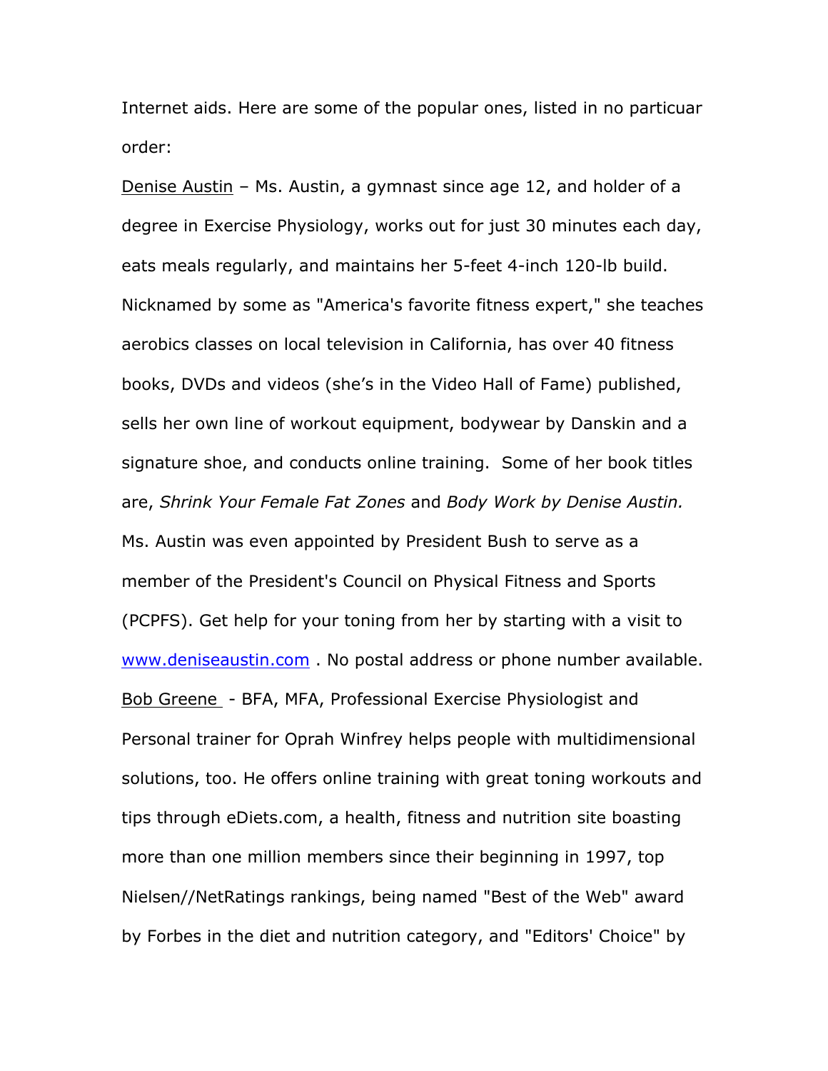Internet aids. Here are some of the popular ones, listed in no particuar order:

Denise Austin – Ms. Austin, a gymnast since age 12, and holder of a degree in Exercise Physiology, works out for just 30 minutes each day, eats meals regularly, and maintains her 5-feet 4-inch 120-lb build. Nicknamed by some as "America's favorite fitness expert," she teaches aerobics classes on local television in California, has over 40 fitness books, DVDs and videos (she's in the Video Hall of Fame) published, sells her own line of workout equipment, bodywear by Danskin and a signature shoe, and conducts online training. Some of her book titles are, *Shrink Your Female Fat Zones* and *Body Work by Denise Austin.* Ms. Austin was even appointed by President Bush to serve as a member of the President's Council on Physical Fitness and Sports (PCPFS). Get help for your toning from her by starting with a visit to [www.deniseaustin.com](http://www.deniseaustin.com) . No postal address or phone number available.

Bob Greene - BFA, MFA, Professional Exercise Physiologist and Personal trainer for Oprah Winfrey helps people with multidimensional solutions, too. He offers online training with great toning workouts and tips through eDiets.com, a health, fitness and nutrition site boasting more than one million members since their beginning in 1997, top Nielsen//NetRatings rankings, being named "Best of the Web" award by Forbes in the diet and nutrition category, and "Editors' Choice" by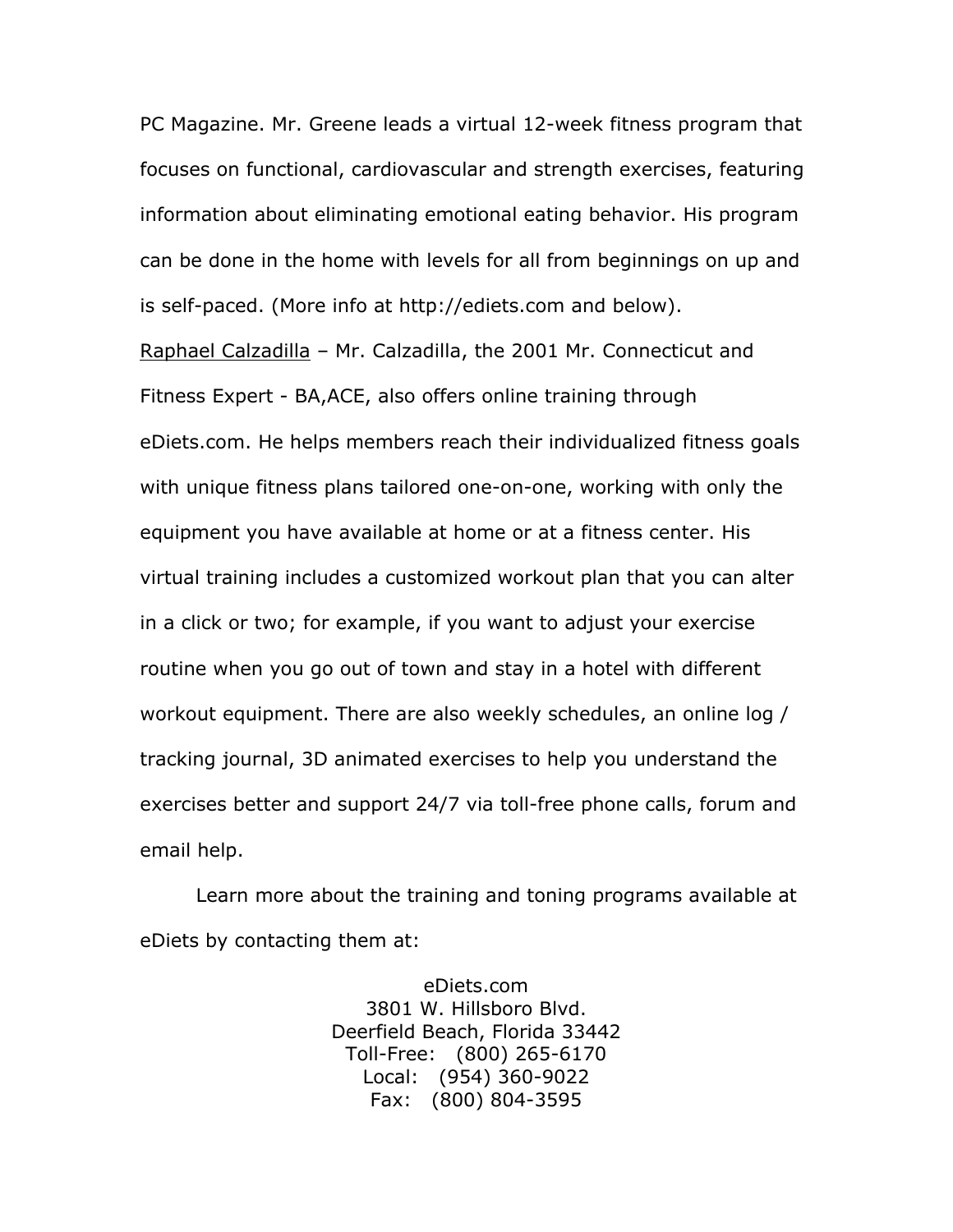PC Magazine. Mr. Greene leads a virtual 12-week fitness program that focuses on functional, cardiovascular and strength exercises, featuring information about eliminating emotional eating behavior. His program can be done in the home with levels for all from beginnings on up and is self-paced. (More info at http://ediets.com and below).

Raphael Calzadilla – Mr. Calzadilla, the 2001 Mr. Connecticut and Fitness Expert - BA,ACE, also offers online training through eDiets.com. He helps members reach their individualized fitness goals with unique fitness plans tailored one-on-one, working with only the equipment you have available at home or at a fitness center. His virtual training includes a customized workout plan that you can alter in a click or two; for example, if you want to adjust your exercise routine when you go out of town and stay in a hotel with different workout equipment. There are also weekly schedules, an online log / tracking journal, 3D animated exercises to help you understand the exercises better and support 24/7 via toll-free phone calls, forum and email help.

Learn more about the training and toning programs available at eDiets by contacting them at:

eDiets.com
3801 W. Hillsboro Blvd.
Deerfield Beach, Florida 33442
Toll-Free: (800) 265-6170
Local: (954) 360-9022
Fax: (800) 804-3595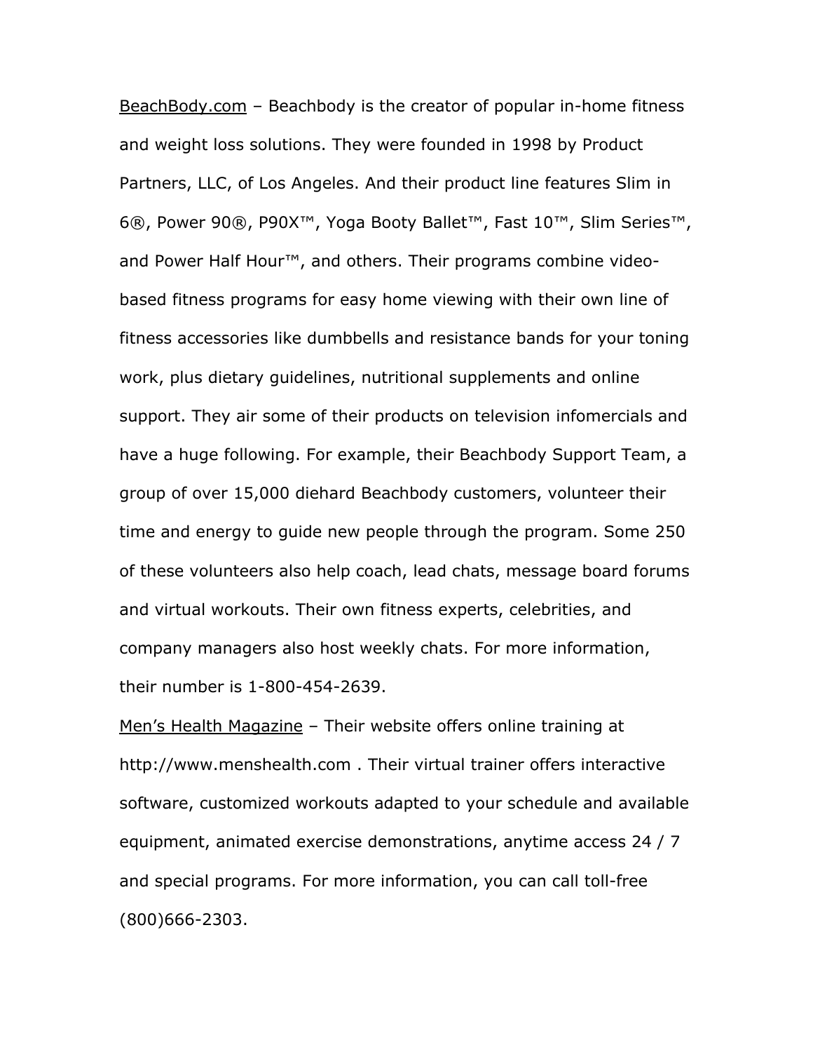<u>BeachBody.com</u> – Beachbody is the creator of popular in-home fitness and weight loss solutions. They were founded in 1998 by Product Partners, LLC, of Los Angeles. And their product line features Slim in 6®, Power 90®, P90X™, Yoga Booty Ballet™, Fast 10™, Slim Series™, and Power Half Hour™, and others. Their programs combine video-based fitness programs for easy home viewing with their own line of fitness accessories like dumbbells and resistance bands for your toning work, plus dietary guidelines, nutritional supplements and online support. They air some of their products on television infomercials and have a huge following. For example, their Beachbody Support Team, a group of over 15,000 diehard Beachbody customers, volunteer their time and energy to guide new people through the program. Some 250 of these volunteers also help coach, lead chats, message board forums and virtual workouts. Their own fitness experts, celebrities, and company managers also host weekly chats. For more information, their number is 1-800-454-2639.

<u>Men's Health Magazine</u> – Their website offers online training at http://www.menshealth.com . Their virtual trainer offers interactive software, customized workouts adapted to your schedule and available equipment, animated exercise demonstrations, anytime access 24 / 7 and special programs. For more information, you can call toll-free (800)666-2303.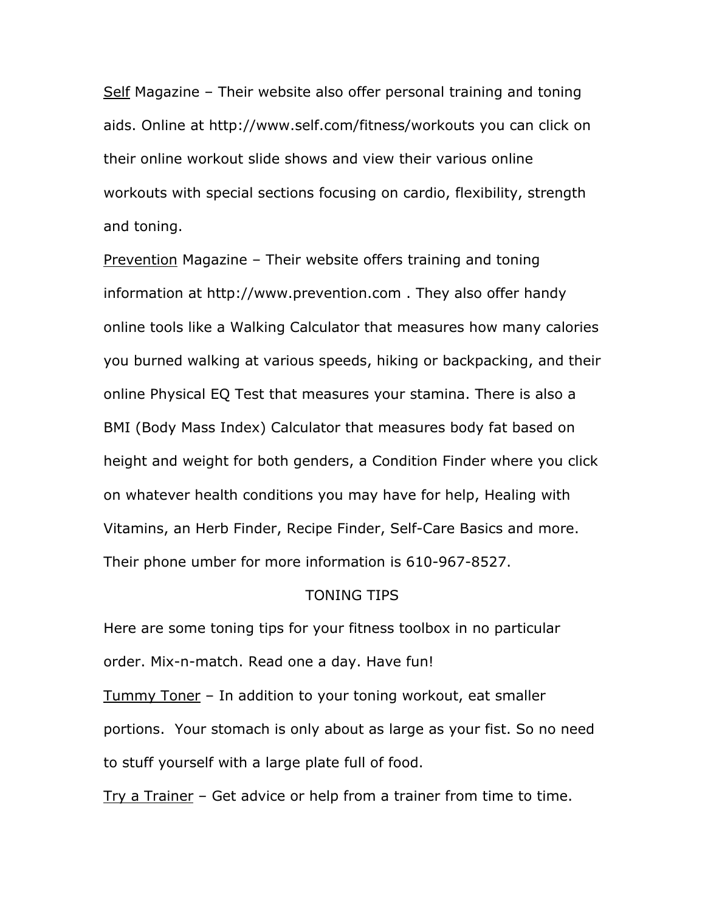Self Magazine – Their website also offer personal training and toning aids. Online at http://www.self.com/fitness/workouts you can click on their online workout slide shows and view their various online workouts with special sections focusing on cardio, flexibility, strength and toning.

Prevention Magazine – Their website offers training and toning information at http://www.prevention.com . They also offer handy online tools like a Walking Calculator that measures how many calories you burned walking at various speeds, hiking or backpacking, and their online Physical EQ Test that measures your stamina. There is also a BMI (Body Mass Index) Calculator that measures body fat based on height and weight for both genders, a Condition Finder where you click on whatever health conditions you may have for help, Healing with Vitamins, an Herb Finder, Recipe Finder, Self-Care Basics and more. Their phone umber for more information is 610-967-8527.

## TONING TIPS

Here are some toning tips for your fitness toolbox in no particular order. Mix-n-match. Read one a day. Have fun!

Tummy Toner – In addition to your toning workout, eat smaller portions. Your stomach is only about as large as your fist. So no need to stuff yourself with a large plate full of food.

Try a Trainer – Get advice or help from a trainer from time to time.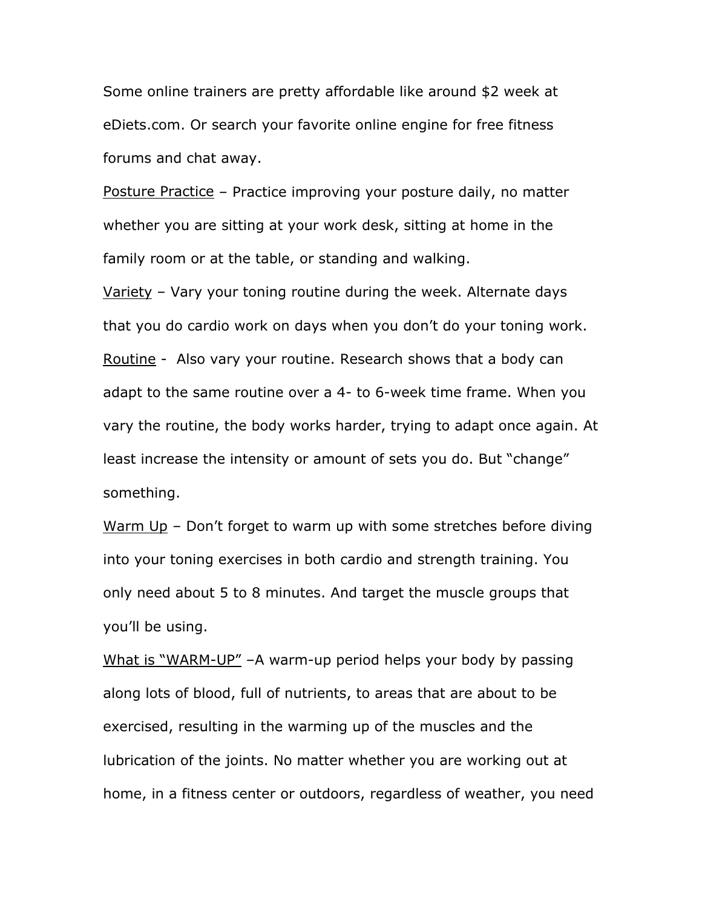Some online trainers are pretty affordable like around $2 week at eDiets.com. Or search your favorite online engine for free fitness forums and chat away.

<u>Posture Practice</u> – Practice improving your posture daily, no matter whether you are sitting at your work desk, sitting at home in the family room or at the table, or standing and walking.

<u>Variety</u> – Vary your toning routine during the week. Alternate days that you do cardio work on days when you don't do your toning work.

<u>Routine</u> - Also vary your routine. Research shows that a body can adapt to the same routine over a 4- to 6-week time frame. When you vary the routine, the body works harder, trying to adapt once again. At least increase the intensity or amount of sets you do. But "change" something.

<u>Warm Up</u> – Don't forget to warm up with some stretches before diving into your toning exercises in both cardio and strength training. You only need about 5 to 8 minutes. And target the muscle groups that you'll be using.

<u>What is "WARM-UP"</u> –A warm-up period helps your body by passing along lots of blood, full of nutrients, to areas that are about to be exercised, resulting in the warming up of the muscles and the lubrication of the joints. No matter whether you are working out at home, in a fitness center or outdoors, regardless of weather, you need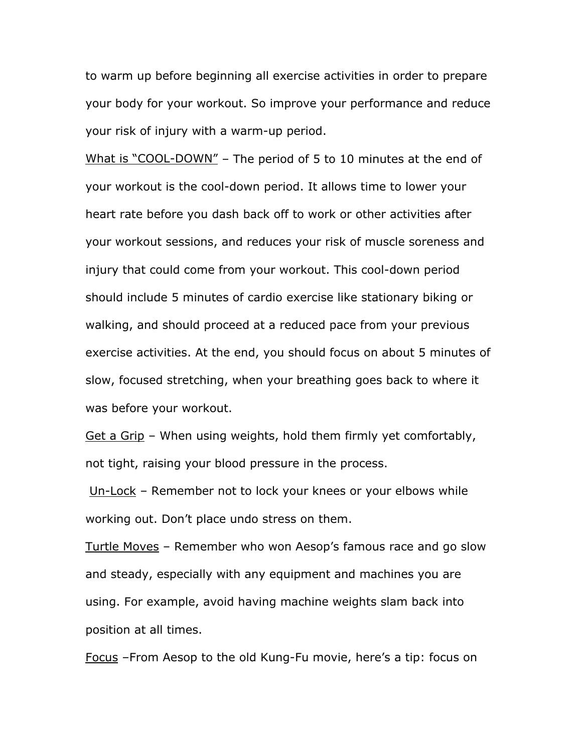to warm up before beginning all exercise activities in order to prepare your body for your workout. So improve your performance and reduce your risk of injury with a warm-up period.

<u>What is "COOL-DOWN"</u> – The period of 5 to 10 minutes at the end of your workout is the cool-down period. It allows time to lower your heart rate before you dash back off to work or other activities after your workout sessions, and reduces your risk of muscle soreness and injury that could come from your workout. This cool-down period should include 5 minutes of cardio exercise like stationary biking or walking, and should proceed at a reduced pace from your previous exercise activities. At the end, you should focus on about 5 minutes of slow, focused stretching, when your breathing goes back to where it was before your workout.

<u>Get a Grip</u> – When using weights, hold them firmly yet comfortably, not tight, raising your blood pressure in the process.

<u>Un-Lock</u> – Remember not to lock your knees or your elbows while working out. Don't place undo stress on them.

<u>Turtle Moves</u> – Remember who won Aesop's famous race and go slow and steady, especially with any equipment and machines you are using. For example, avoid having machine weights slam back into position at all times.

<u>Focus</u> –From Aesop to the old Kung-Fu movie, here's a tip: focus on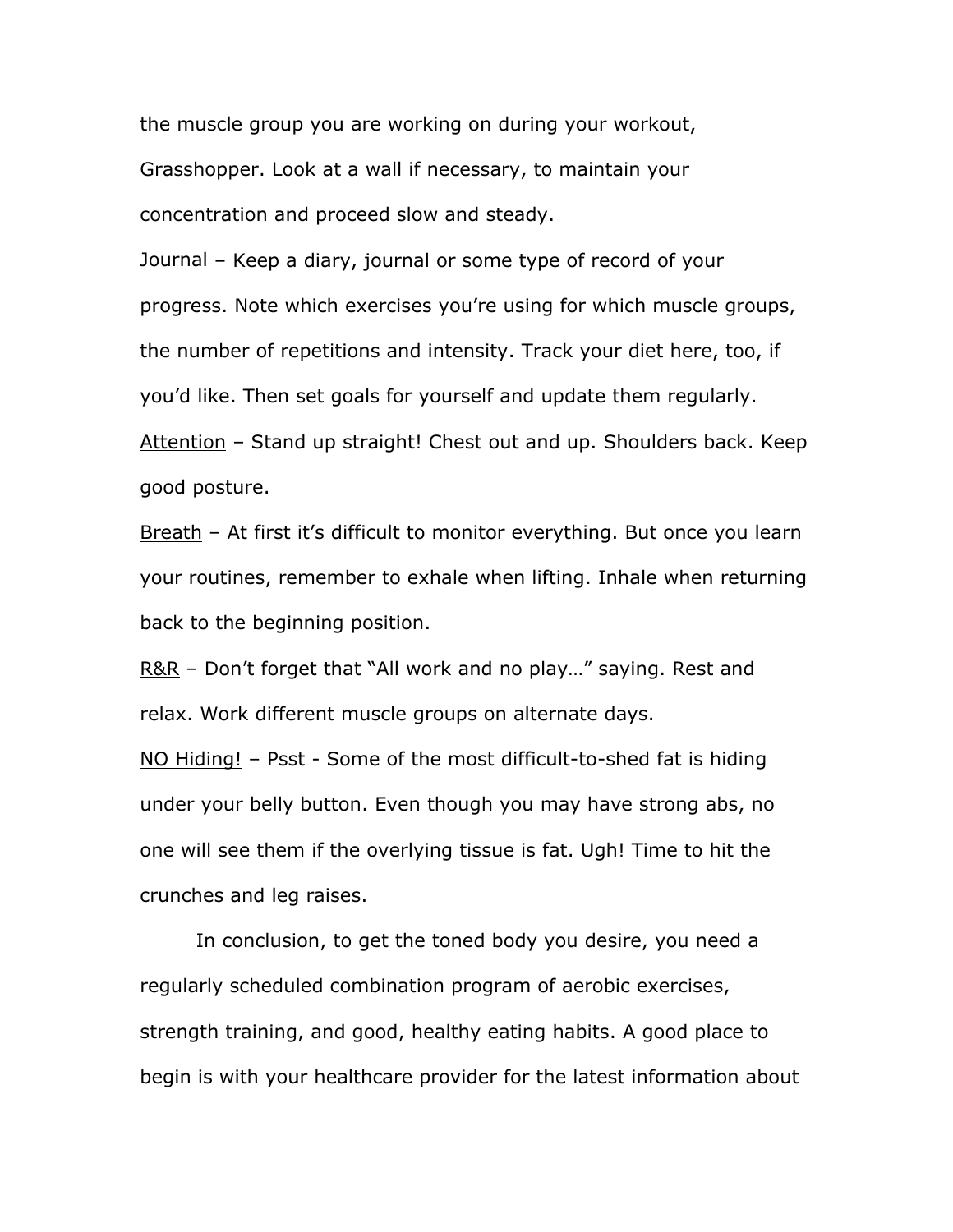the muscle group you are working on during your workout, Grasshopper. Look at a wall if necessary, to maintain your concentration and proceed slow and steady.

<u>Journal</u> – Keep a diary, journal or some type of record of your progress. Note which exercises you're using for which muscle groups, the number of repetitions and intensity. Track your diet here, too, if you'd like. Then set goals for yourself and update them regularly.

<u>Attention</u> – Stand up straight! Chest out and up. Shoulders back. Keep good posture.

<u>Breath</u> – At first it's difficult to monitor everything. But once you learn your routines, remember to exhale when lifting. Inhale when returning back to the beginning position.

<u>R&R</u> – Don't forget that "All work and no play…" saying. Rest and relax. Work different muscle groups on alternate days.

<u>NO Hiding!</u> – Psst - Some of the most difficult-to-shed fat is hiding under your belly button. Even though you may have strong abs, no one will see them if the overlying tissue is fat. Ugh! Time to hit the crunches and leg raises.

In conclusion, to get the toned body you desire, you need a regularly scheduled combination program of aerobic exercises, strength training, and good, healthy eating habits. A good place to begin is with your healthcare provider for the latest information about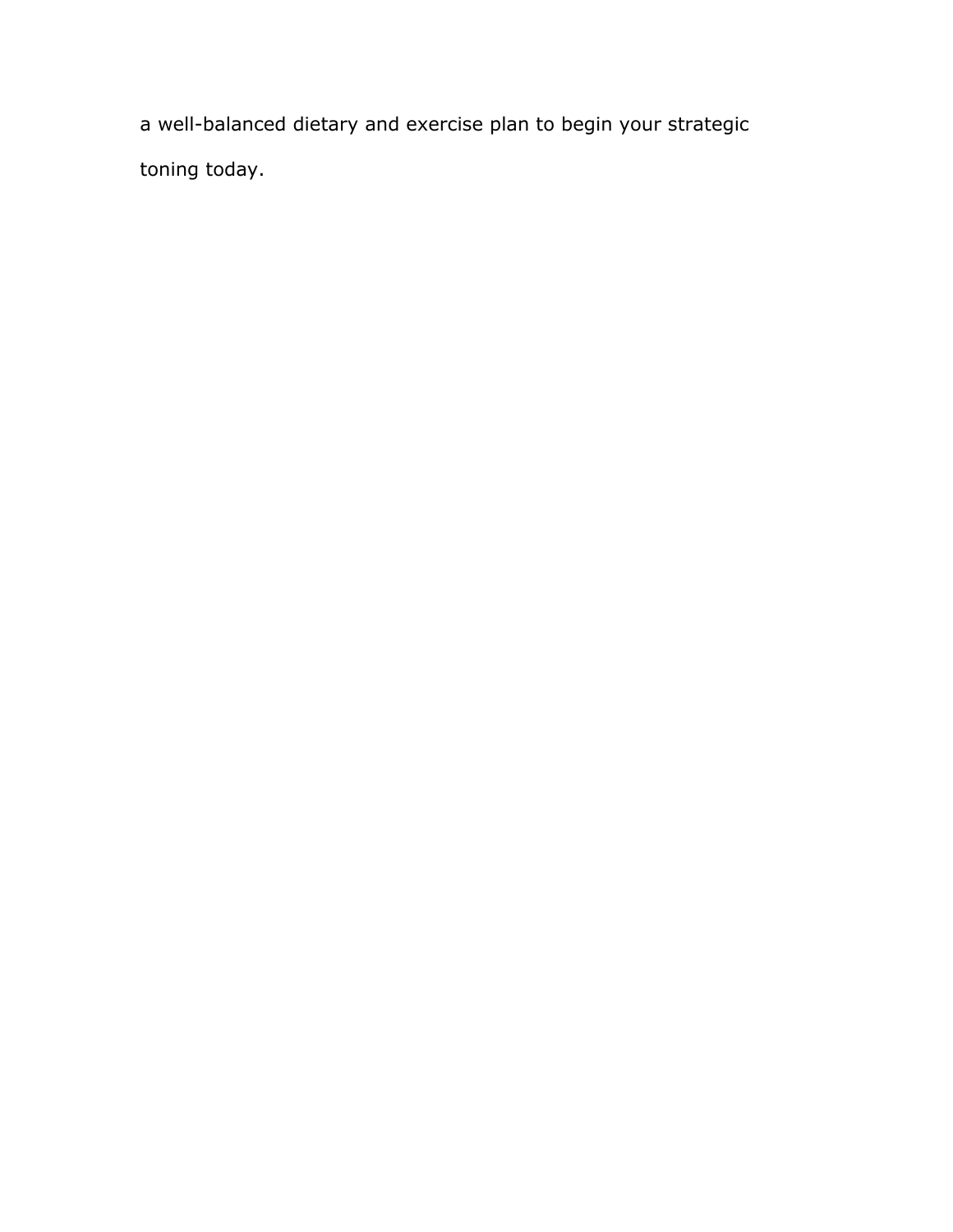a well-balanced dietary and exercise plan to begin your strategic toning today.